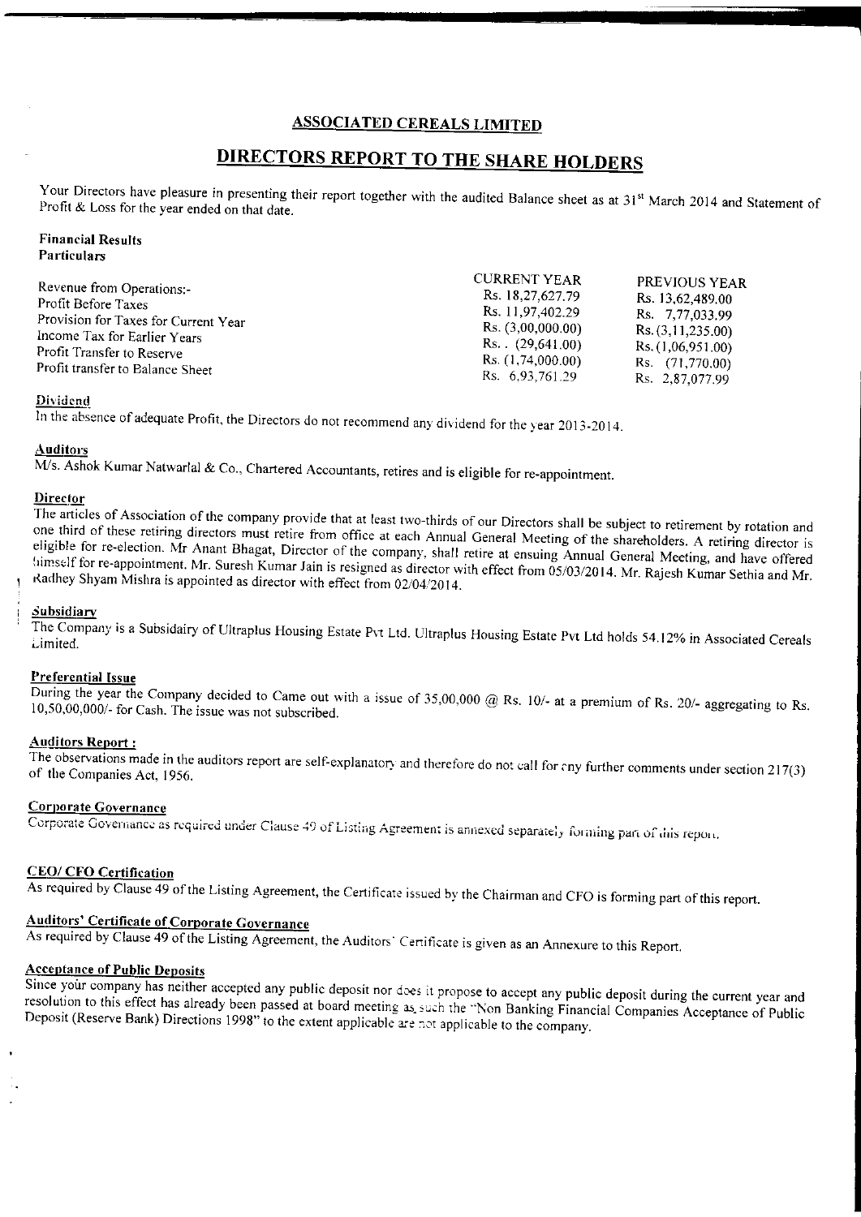# ASSOCIATED CEREALS LIMITED

## DIRECTORS REPORT TO THE SHARE HOLDERS

Your Directors have pleasure in presenting their report together with the audited Balance sheet as at 31st March 2014 and Statement of Profit & Loss for the year ended on that date.

**Financial Results**
**Particulars**

| | CURRENT YEAR | PREVIOUS YEAR |
|---|---|---|
| Revenue from Operations:- | Rs. 18,27,627.79 | Rs. 13,62,489.00 |
| Profit Before Taxes | Rs. 11,97,402.29 | Rs. 7,77,033.99 |
| Provision for Taxes for Current Year | Rs. (3,00,000.00) | Rs. (3,11,235.00) |
| Income Tax for Earlier Years | Rs.. (29,641.00) | Rs. (1,06,951.00) |
| Profit Transfer to Reserve | Rs. (1,74,000.00) | Rs. (71,770.00) |
| Profit transfer to Balance Sheet | Rs. 6,93,761.29 | Rs. 2,87,077.99 |

**Dividend**

In the absence of adequate Profit, the Directors do not recommend any dividend for the year 2013-2014.

**Auditors**

M/s. Ashok Kumar Natwarlal & Co., Chartered Accountants, retires and is eligible for re-appointment.

**Director**

The articles of Association of the company provide that at least two-thirds of our Directors shall be subject to retirement by rotation and one third of these retiring directors must retire from office at each Annual General Meeting of the shareholders. A retiring director is eligible for re-election. Mr Anant Bhagat, Director of the company, shall retire at ensuing Annual General Meeting, and have offered himself for re-appointment. Mr. Suresh Kumar Jain is resigned as director with effect from 05/03/2014. Mr. Rajesh Kumar Sethia and Mr. Radhey Shyam Mishra is appointed as director with effect from 02/04/2014.

**Subsidiary**

The Company is a Subsidairy of Ultraplus Housing Estate Pvt Ltd. Ultraplus Housing Estate Pvt Ltd holds 54.12% in Associated Cereals Limited.

**Preferential Issue**

During the year the Company decided to Came out with a issue of 35,00,000 @ Rs. 10/- at a premium of Rs. 20/- aggregating to Rs. 10,50,00,000/- for Cash. The issue was not subscribed.

**Auditors Report :**

The observations made in the auditors report are self-explanatory and therefore do not call for any further comments under section 217(3) of the Companies Act, 1956.

**Corporate Governance**

Corporate Governance as required under Clause 49 of Listing Agreement is annexed separately forming part of this report.

**CEO/ CFO Certification**

As required by Clause 49 of the Listing Agreement, the Certificate issued by the Chairman and CFO is forming part of this report.

**Auditors' Certificate of Corporate Governance**

As required by Clause 49 of the Listing Agreement, the Auditors' Certificate is given as an Annexure to this Report.

**Acceptance of Public Deposits**

Since your company has neither accepted any public deposit nor does it propose to accept any public deposit during the current year and resolution to this effect has already been passed at board meeting as such the "Non Banking Financial Companies Acceptance of Public Deposit (Reserve Bank) Directions 1998" to the extent applicable are not applicable to the company.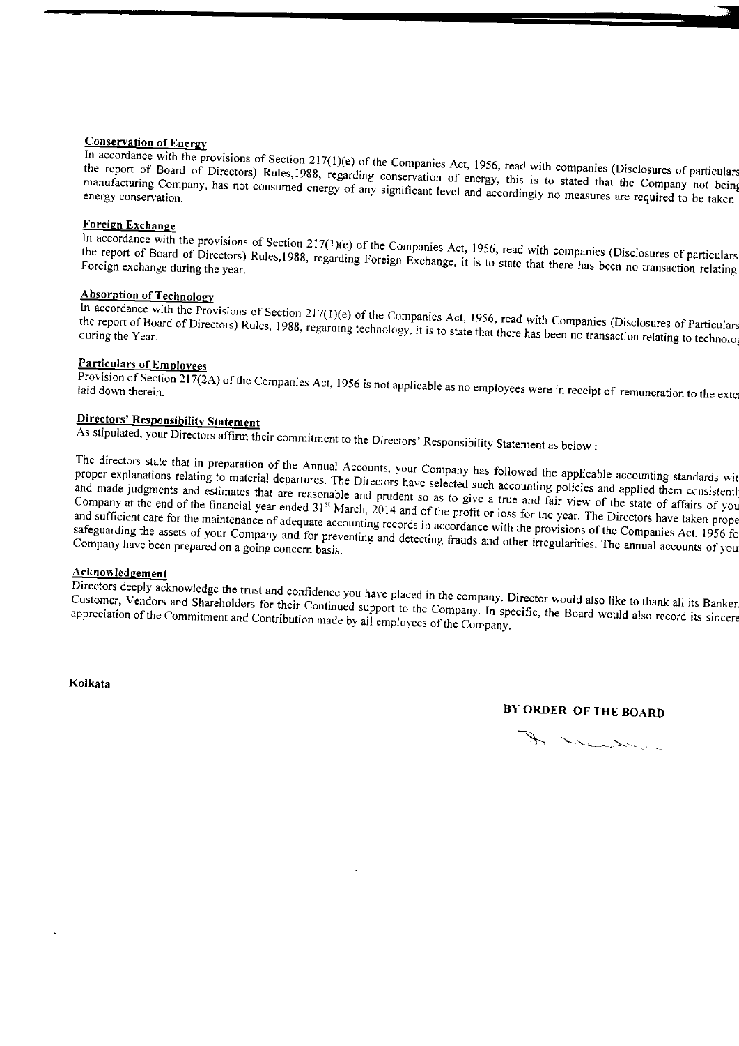## Conservation of Energy

In accordance with the provisions of Section 217(1)(e) of the Companies Act, 1956, read with companies (Disclosures of particulars the report of Board of Directors) Rules,1988, regarding conservation of energy, this is to stated that the Company not being manufacturing Company, has not consumed energy of any significant level and accordingly no measures are required to be taken energy conservation.

## Foreign Exchange

In accordance with the provisions of Section 217(1)(e) of the Companies Act, 1956, read with companies (Disclosures of particulars the report of Board of Directors) Rules,1988, regarding Foreign Exchange, it is to state that there has been no transaction relating Foreign exchange during the year.

## Absorption of Technology

In accordance with the Provisions of Section 217(1)(e) of the Companies Act, 1956, read with Companies (Disclosures of Particulars the report of Board of Directors) Rules, 1988, regarding technology, it is to state that there has been no transaction relating to technolo during the Year.

## Particulars of Employees

Provision of Section 217(2A) of the Companies Act, 1956 is not applicable as no employees were in receipt of remuneration to the exte laid down therein.

## Directors' Responsibility Statement

As stipulated, your Directors affirm their commitment to the Directors' Responsibility Statement as below :

The directors state that in preparation of the Annual Accounts, your Company has followed the applicable accounting standards wit proper explanations relating to material departures. The Directors have selected such accounting policies and applied them consistentl and made judgments and estimates that are reasonable and prudent so as to give a true and fair view of the state of affairs of you Company at the end of the financial year ended 31st March, 2014 and of the profit or loss for the year. The Directors have taken prope and sufficient care for the maintenance of adequate accounting records in accordance with the provisions of the Companies Act, 1956 fo safeguarding the assets of your Company and for preventing and detecting frauds and other irregularities. The annual accounts of you Company have been prepared on a going concern basis.

## Acknowledgement

Directors deeply acknowledge the trust and confidence you have placed in the company. Director would also like to thank all its Banker, Customer, Vendors and Shareholders for their Continued support to the Company. In specific, the Board would also record its sincere appreciation of the Commitment and Contribution made by all employees of the Company.

**Kolkata**

**BY ORDER OF THE BOARD**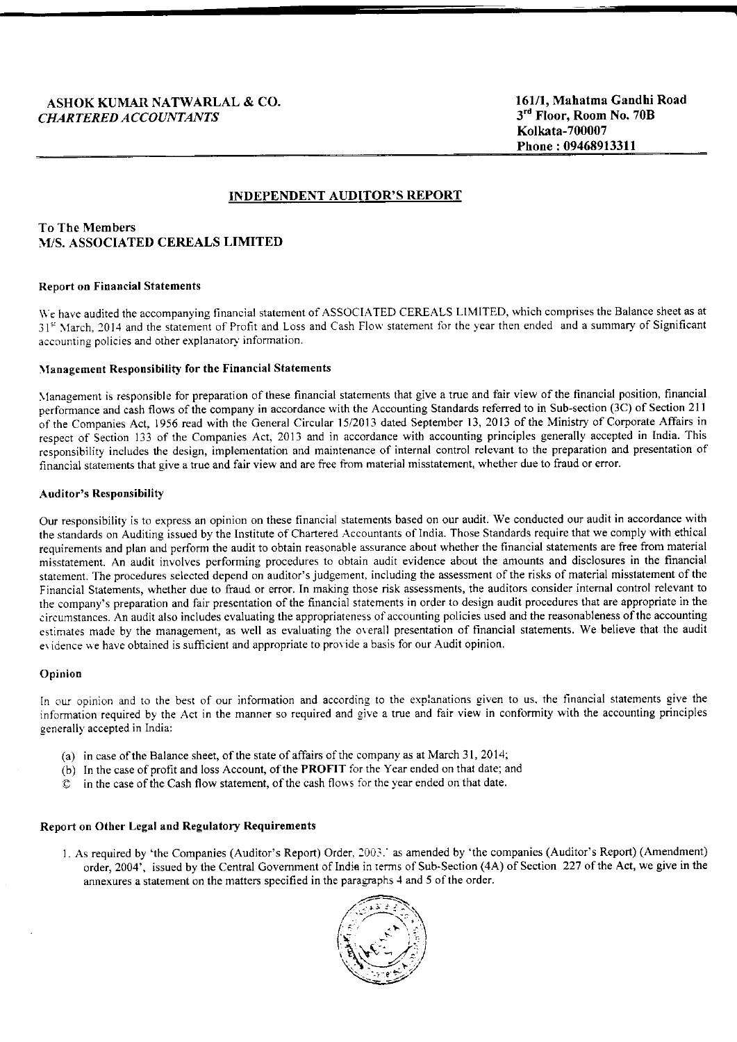**ASHOK KUMAR NATWARLAL & CO.**
***CHARTERED ACCOUNTANTS***

**161/1, Mahatma Gandhi Road**
**3rd Floor, Room No. 70B**
**Kolkata-700007**
**Phone : 09468913311**

## INDEPENDENT AUDITOR'S REPORT

**To The Members**
**M/S. ASSOCIATED CEREALS LIMITED**

### Report on Financial Statements

We have audited the accompanying financial statement of ASSOCIATED CEREALS LIMITED, which comprises the Balance sheet as at 31st March, 2014 and the statement of Profit and Loss and Cash Flow statement for the year then ended and a summary of Significant accounting policies and other explanatory information.

### Management Responsibility for the Financial Statements

Management is responsible for preparation of these financial statements that give a true and fair view of the financial position, financial performance and cash flows of the company in accordance with the Accounting Standards referred to in Sub-section (3C) of Section 211 of the Companies Act, 1956 read with the General Circular 15/2013 dated September 13, 2013 of the Ministry of Corporate Affairs in respect of Section 133 of the Companies Act, 2013 and in accordance with accounting principles generally accepted in India. This responsibility includes the design, implementation and maintenance of internal control relevant to the preparation and presentation of financial statements that give a true and fair view and are free from material misstatement, whether due to fraud or error.

### Auditor's Responsibility

Our responsibility is to express an opinion on these financial statements based on our audit. We conducted our audit in accordance with the standards on Auditing issued by the Institute of Chartered Accountants of India. Those Standards require that we comply with ethical requirements and plan and perform the audit to obtain reasonable assurance about whether the financial statements are free from material misstatement. An audit involves performing procedures to obtain audit evidence about the amounts and disclosures in the financial statement. The procedures selected depend on auditor's judgement, including the assessment of the risks of material misstatement of the Financial Statements, whether due to fraud or error. In making those risk assessments, the auditors consider internal control relevant to the company's preparation and fair presentation of the financial statements in order to design audit procedures that are appropriate in the circumstances. An audit also includes evaluating the appropriateness of accounting policies used and the reasonableness of the accounting estimates made by the management, as well as evaluating the overall presentation of financial statements. We believe that the audit evidence we have obtained is sufficient and appropriate to provide a basis for our Audit opinion.

### Opinion

In our opinion and to the best of our information and according to the explanations given to us, the financial statements give the information required by the Act in the manner so required and give a true and fair view in conformity with the accounting principles generally accepted in India:

(a) in case of the Balance sheet, of the state of affairs of the company as at March 31, 2014;
(b) In the case of profit and loss Account, of the **PROFIT** for the Year ended on that date; and
© in the case of the Cash flow statement, of the cash flows for the year ended on that date.

### Report on Other Legal and Regulatory Requirements

1. As required by 'the Companies (Auditor's Report) Order, 2003.' as amended by 'the companies (Auditor's Report) (Amendment) order, 2004', issued by the Central Government of India in terms of Sub-Section (4A) of Section 227 of the Act, we give in the annexures a statement on the matters specified in the paragraphs 4 and 5 of the order.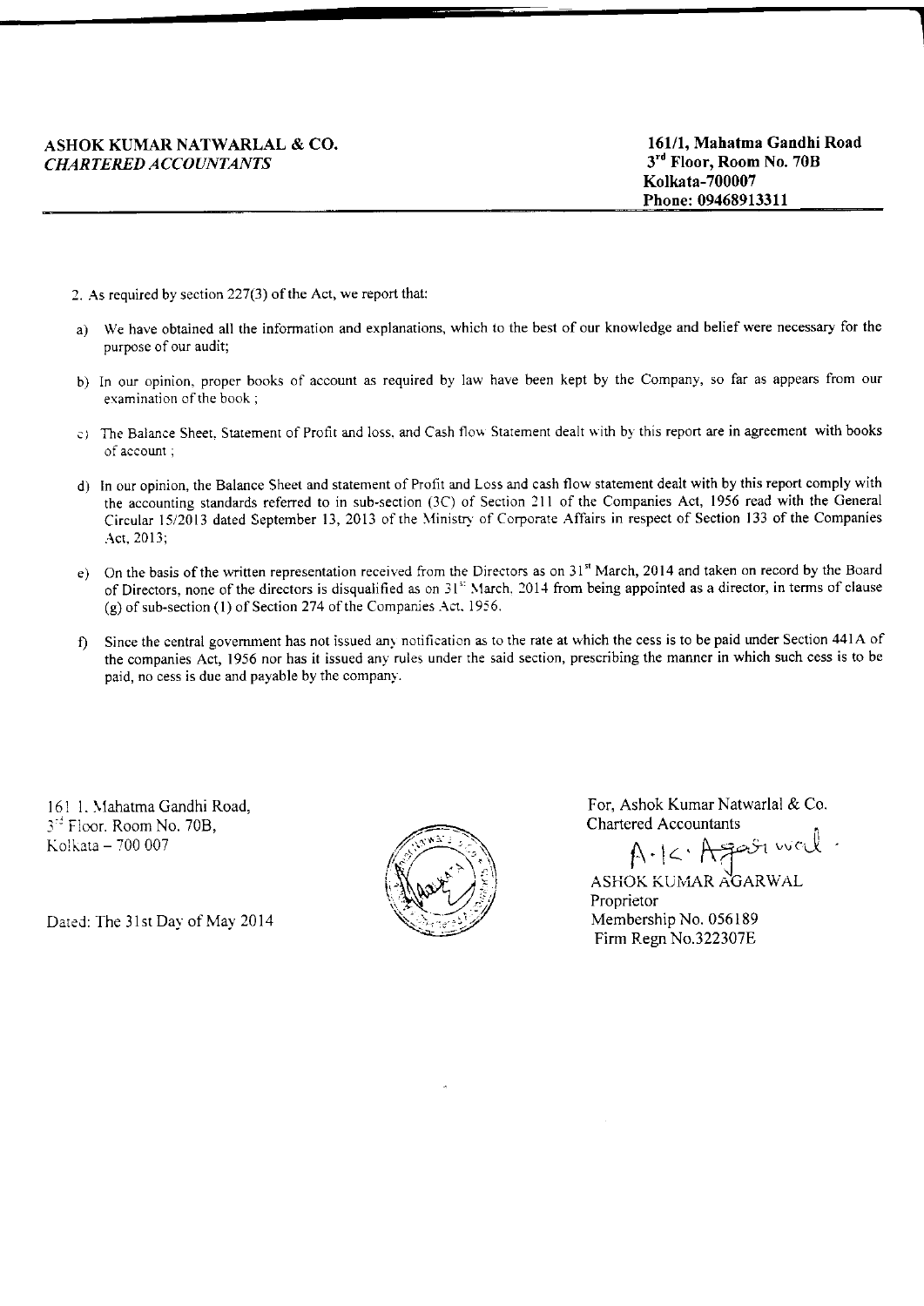**ASHOK KUMAR NATWARLAL & CO.**
***CHARTERED ACCOUNTANTS***

**161/1, Mahatma Gandhi Road**
**3rd Floor, Room No. 70B**
**Kolkata-700007**
**Phone: 09468913311**

2. As required by section 227(3) of the Act, we report that:

a) We have obtained all the information and explanations, which to the best of our knowledge and belief were necessary for the purpose of our audit;

b) In our opinion, proper books of account as required by law have been kept by the Company, so far as appears from our examination of the book ;

c) The Balance Sheet, Statement of Profit and loss, and Cash flow Statement dealt with by this report are in agreement with books of account ;

d) In our opinion, the Balance Sheet and statement of Profit and Loss and cash flow statement dealt with by this report comply with the accounting standards referred to in sub-section (3C) of Section 211 of the Companies Act, 1956 read with the General Circular 15/2013 dated September 13, 2013 of the Ministry of Corporate Affairs in respect of Section 133 of the Companies Act, 2013;

e) On the basis of the written representation received from the Directors as on 31st March, 2014 and taken on record by the Board of Directors, none of the directors is disqualified as on 31st March, 2014 from being appointed as a director, in terms of clause (g) of sub-section (1) of Section 274 of the Companies Act, 1956.

f) Since the central government has not issued any notification as to the rate at which the cess is to be paid under Section 441A of the companies Act, 1956 nor has it issued any rules under the said section, prescribing the manner in which such cess is to be paid, no cess is due and payable by the company.

161 1, Mahatma Gandhi Road,
3rd Floor, Room No. 70B,
Kolkata – 700 007

Dated: The 31st Day of May 2014

For, Ashok Kumar Natwarlal & Co.
Chartered Accountants

A.K. Agarwal

ASHOK KUMAR AGARWAL
Proprietor
Membership No. 056189
Firm Regn No.322307E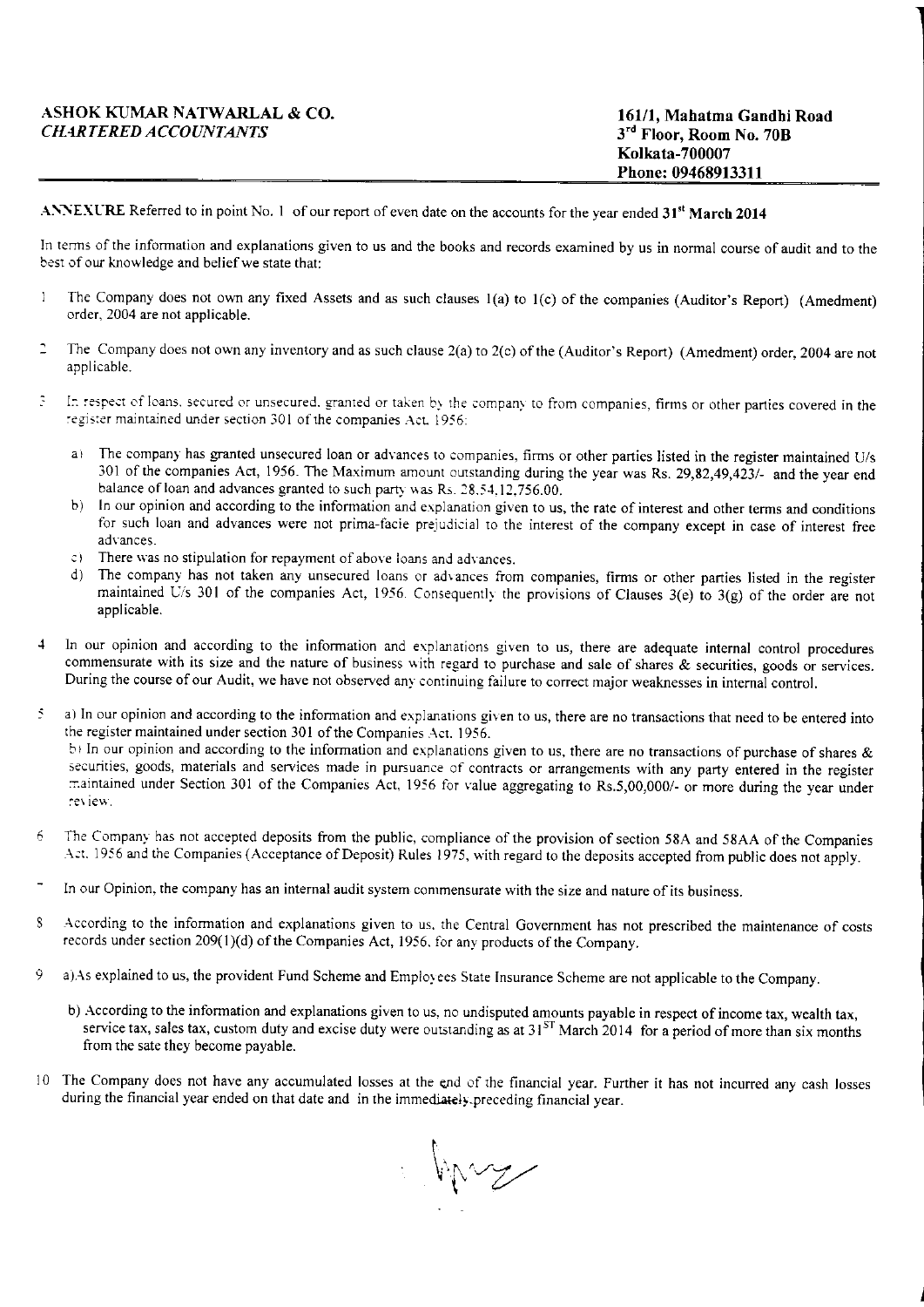**ASHOK KUMAR NATWARLAL & CO.**
***CHARTERED ACCOUNTANTS***

**161/1, Mahatma Gandhi Road**
**3rd Floor, Room No. 70B**
**Kolkata-700007**
**Phone: 09468913311**

**ANNEXURE** Referred to in point No. 1 of our report of even date on the accounts for the year ended **31st March 2014**

In terms of the information and explanations given to us and the books and records examined by us in normal course of audit and to the best of our knowledge and belief we state that:

1. The Company does not own any fixed Assets and as such clauses 1(a) to 1(c) of the companies (Auditor's Report) (Amedment) order, 2004 are not applicable.

2. The Company does not own any inventory and as such clause 2(a) to 2(c) of the (Auditor's Report) (Amedment) order, 2004 are not applicable.

3. In respect of loans, secured or unsecured, granted or taken by the company to from companies, firms or other parties covered in the register maintained under section 301 of the companies Act, 1956:

   a) The company has granted unsecured loan or advances to companies, firms or other parties listed in the register maintained U/s 301 of the companies Act, 1956. The Maximum amount outstanding during the year was Rs. 29,82,49,423/- and the year end balance of loan and advances granted to such party was Rs. 28,54,12,756.00.

   b) In our opinion and according to the information and explanation given to us, the rate of interest and other terms and conditions for such loan and advances were not prima-facie prejudicial to the interest of the company except in case of interest free advances.

   c) There was no stipulation for repayment of above loans and advances.

   d) The company has not taken any unsecured loans or advances from companies, firms or other parties listed in the register maintained U/s 301 of the companies Act, 1956. Consequently the provisions of Clauses 3(e) to 3(g) of the order are not applicable.

4. In our opinion and according to the information and explanations given to us, there are adequate internal control procedures commensurate with its size and the nature of business with regard to purchase and sale of shares & securities, goods or services. During the course of our Audit, we have not observed any continuing failure to correct major weaknesses in internal control.

5. a) In our opinion and according to the information and explanations given to us, there are no transactions that need to be entered into the register maintained under section 301 of the Companies Act, 1956.

   b) In our opinion and according to the information and explanations given to us, there are no transactions of purchase of shares & securities, goods, materials and services made in pursuance of contracts or arrangements with any party entered in the register maintained under Section 301 of the Companies Act, 1956 for value aggregating to Rs.5,00,000/- or more during the year under review.

6. The Company has not accepted deposits from the public, compliance of the provision of section 58A and 58AA of the Companies Act, 1956 and the Companies (Acceptance of Deposit) Rules 1975, with regard to the deposits accepted from public does not apply.

7. In our Opinion, the company has an internal audit system commensurate with the size and nature of its business.

8. According to the information and explanations given to us, the Central Government has not prescribed the maintenance of costs records under section 209(1)(d) of the Companies Act, 1956, for any products of the Company.

9. a) As explained to us, the provident Fund Scheme and Employees State Insurance Scheme are not applicable to the Company.

   b) According to the information and explanations given to us, no undisputed amounts payable in respect of income tax, wealth tax, service tax, sales tax, custom duty and excise duty were outstanding as at 31ST March 2014 for a period of more than six months from the sate they become payable.

10. The Company does not have any accumulated losses at the end of the financial year. Further it has not incurred any cash losses during the financial year ended on that date and in the immediately preceding financial year.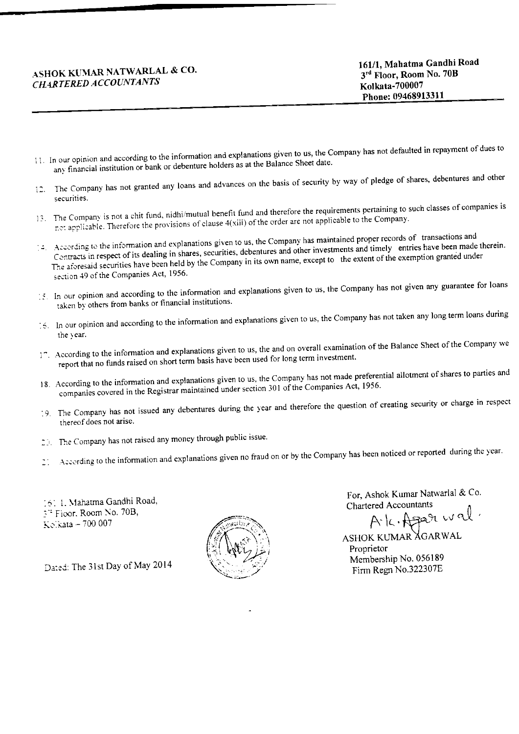ASHOK KUMAR NATWARLAL & CO.
*CHARTERED ACCOUNTANTS*

161/1, Mahatma Gandhi Road
3rd Floor, Room No. 70B
Kolkata-700007
Phone: 09468913311

11. In our opinion and according to the information and explanations given to us, the Company has not defaulted in repayment of dues to any financial institution or bank or debenture holders as at the Balance Sheet date.

12. The Company has not granted any loans and advances on the basis of security by way of pledge of shares, debentures and other securities.

13. The Company is not a chit fund, nidhi/mutual benefit fund and therefore the requirements pertaining to such classes of companies is not applicable. Therefore the provisions of clause 4(xiii) of the order are not applicable to the Company.

14. According to the information and explanations given to us, the Company has maintained proper records of transactions and Contracts in respect of its dealing in shares, securities, debentures and other investments and timely entries have been made therein. The aforesaid securities have been held by the Company in its own name, except to the extent of the exemption granted under section 49 of the Companies Act, 1956.

15. In our opinion and according to the information and explanations given to us, the Company has not given any guarantee for loans taken by others from banks or financial institutions.

16. In our opinion and according to the information and explanations given to us, the Company has not taken any long term loans during the year.

17. According to the information and explanations given to us, the and on overall examination of the Balance Sheet of the Company we report that no funds raised on short term basis have been used for long term investment.

18. According to the information and explanations given to us, the Company has not made preferential allotment of shares to parties and companies covered in the Registrar maintained under section 301 of the Companies Act, 1956.

19. The Company has not issued any debentures during the year and therefore the question of creating security or charge in respect thereof does not arise.

20. The Company has not raised any money through public issue.

21. According to the information and explanations given no fraud on or by the Company has been noticed or reported during the year.

161/1, Mahatma Gandhi Road,
3rd Floor, Room No. 70B,
Kolkata – 700 007

Dated: The 31st Day of May 2014

For, Ashok Kumar Natwarlal & Co.
Chartered Accountants

ASHOK KUMAR AGARWAL
Proprietor
Membership No. 056189
Firm Regn No.322307E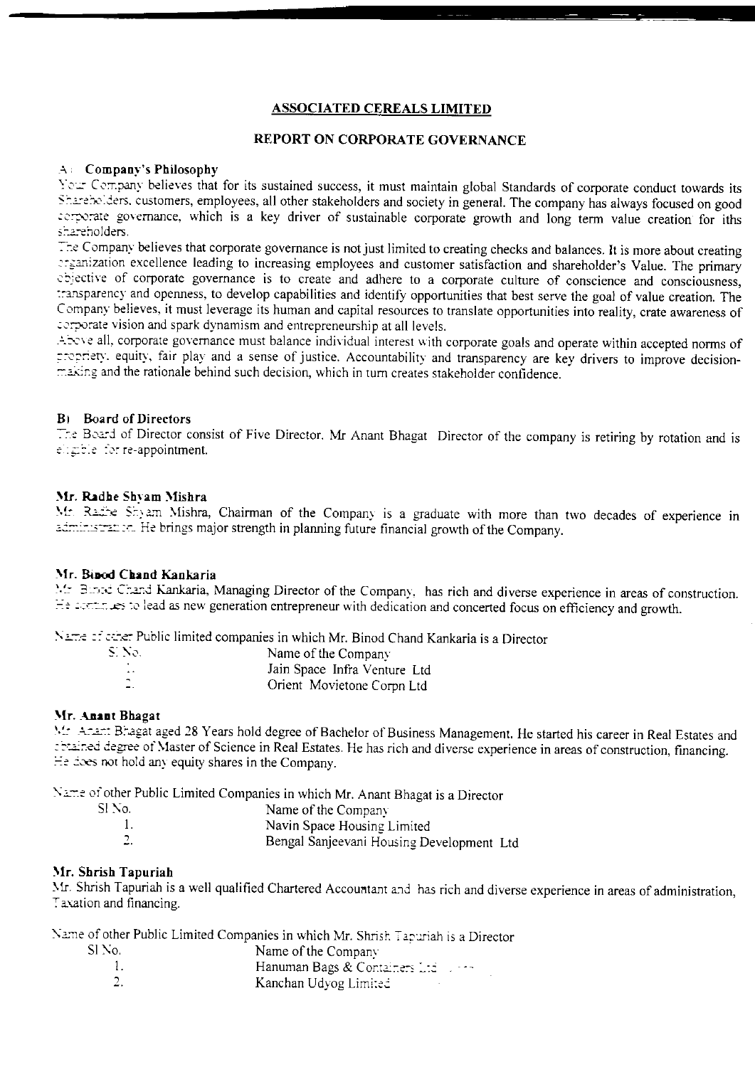# ASSOCIATED CEREALS LIMITED

## REPORT ON CORPORATE GOVERNANCE

**A) Company's Philosophy**

Your Company believes that for its sustained success, it must maintain global Standards of corporate conduct towards its Shareholders, customers, employees, all other stakeholders and society in general. The company has always focused on good corporate governance, which is a key driver of sustainable corporate growth and long term value creation for iths shareholders.

The Company believes that corporate governance is not just limited to creating checks and balances. It is more about creating organization excellence leading to increasing employees and customer satisfaction and shareholder's Value. The primary objective of corporate governance is to create and adhere to a corporate culture of conscience and consciousness, transparency and openness, to develop capabilities and identify opportunities that best serve the goal of value creation. The Company believes, it must leverage its human and capital resources to translate opportunities into reality, crate awareness of corporate vision and spark dynamism and entrepreneurship at all levels.

Above all, corporate governance must balance individual interest with corporate goals and operate within accepted norms of propriety, equity, fair play and a sense of justice. Accountability and transparency are key drivers to improve decision-making and the rationale behind such decision, which in turn creates stakeholder confidence.

**B) Board of Directors**

The Board of Director consist of Five Director. Mr Anant Bhagat Director of the company is retiring by rotation and is eligible for re-appointment.

**Mr. Radhe Shyam Mishra**

Mr. Radhe Shyam Mishra, Chairman of the Company is a graduate with more than two decades of experience in administration. He brings major strength in planning future financial growth of the Company.

**Mr. Binod Chand Kankaria**

Mr. Binod Chand Kankaria, Managing Director of the Company, has rich and diverse experience in areas of construction. He continues to lead as new generation entrepreneur with dedication and concerted focus on efficiency and growth.

Name of other Public limited companies in which Mr. Binod Chand Kankaria is a Director

| Sl. No. | Name of the Company |
|---|---|
| 1. | Jain Space Infra Venture Ltd |
| 2. | Orient Movietone Corpn Ltd |

**Mr. Anant Bhagat**

Mr. Anant Bhagat aged 28 Years hold degree of Bachelor of Business Management. He started his career in Real Estates and obtained degree of Master of Science in Real Estates. He has rich and diverse experience in areas of construction, financing. He does not hold any equity shares in the Company.

Name of other Public Limited Companies in which Mr. Anant Bhagat is a Director

| Sl No. | Name of the Company |
|---|---|
| 1. | Navin Space Housing Limited |
| 2. | Bengal Sanjeevani Housing Development Ltd |

**Mr. Shrish Tapuriah**

Mr. Shrish Tapuriah is a well qualified Chartered Accountant and has rich and diverse experience in areas of administration, Taxation and financing.

Name of other Public Limited Companies in which Mr. Shrish Tapuriah is a Director

| Sl No. | Name of the Company |
|---|---|
| 1. | Hanuman Bags & Containers Ltd |
| 2. | Kanchan Udyog Limited |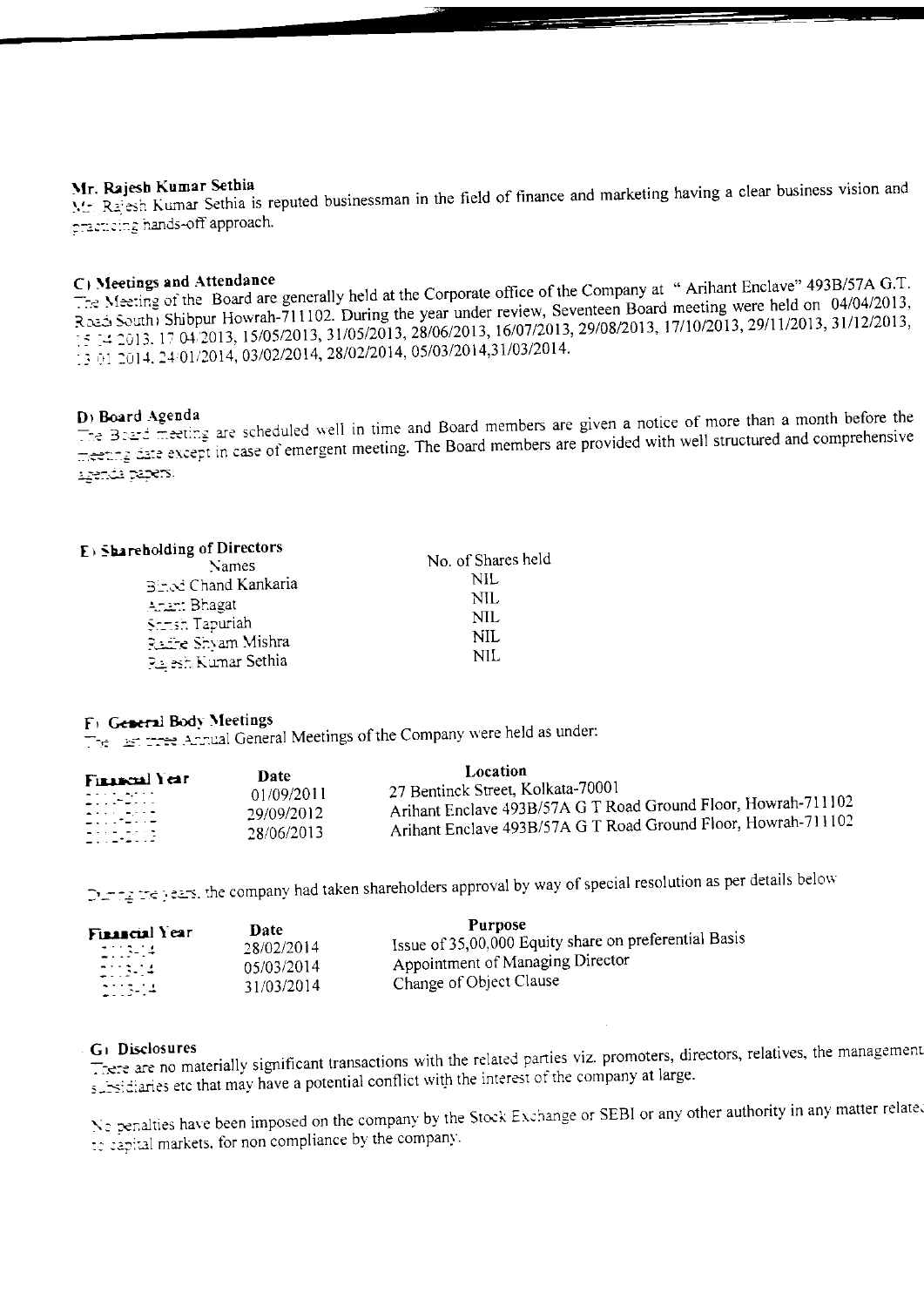**Mr. Rajesh Kumar Sethia**

Mr. Rajesh Kumar Sethia is reputed businessman in the field of finance and marketing having a clear business vision and practicing hands-off approach.

**C) Meetings and Attendance**

The Meeting of the Board are generally held at the Corporate office of the Company at " Arihant Enclave" 493B/57A G.T. Road(South) Shibpur Howrah-711102. During the year under review, Seventeen Board meeting were held on 04/04/2013, 15/04/2013, 17/04/2013, 15/05/2013, 31/05/2013, 28/06/2013, 16/07/2013, 29/08/2013, 17/10/2013, 29/11/2013, 31/12/2013, 13/01/2014, 24/01/2014, 03/02/2014, 28/02/2014, 05/03/2014,31/03/2014.

**D) Board Agenda**

The Board meeting are scheduled well in time and Board members are given a notice of more than a month before the meeting date except in case of emergent meeting. The Board members are provided with well structured and comprehensive agenda papers.

**E) Shareholding of Directors**

| Names | No. of Shares held |
|---|---|
| Binod Chand Kankaria | NIL |
| Anant Bhagat | NIL |
| Suresh Tapuriah | NIL |
| Radhe Shyam Mishra | NIL |
| Rajesh Kumar Sethia | NIL |

**F) General Body Meetings**

The last three Annual General Meetings of the Company were held as under:

| Financial Year | Date | Location |
|---|---|---|
| 2010-2011 | 01/09/2011 | 27 Bentinck Street, Kolkata-70001 |
| 2011-2012 | 29/09/2012 | Arihant Enclave 493B/57A G T Road Ground Floor, Howrah-711102 |
| 2012-2013 | 28/06/2013 | Arihant Enclave 493B/57A G T Road Ground Floor, Howrah-711102 |

During the years, the company had taken shareholders approval by way of special resolution as per details below

| Financial Year | Date | Purpose |
|---|---|---|
| 2013-14 | 28/02/2014 | Issue of 35,00,000 Equity share on preferential Basis |
| 2013-14 | 05/03/2014 | Appointment of Managing Director |
| 2013-14 | 31/03/2014 | Change of Object Clause |

**G) Disclosures**

There are no materially significant transactions with the related parties viz. promoters, directors, relatives, the management subsidiaries etc that may have a potential conflict with the interest of the company at large.

No penalties have been imposed on the company by the Stock Exchange or SEBI or any other authority in any matter related to capital markets, for non compliance by the company.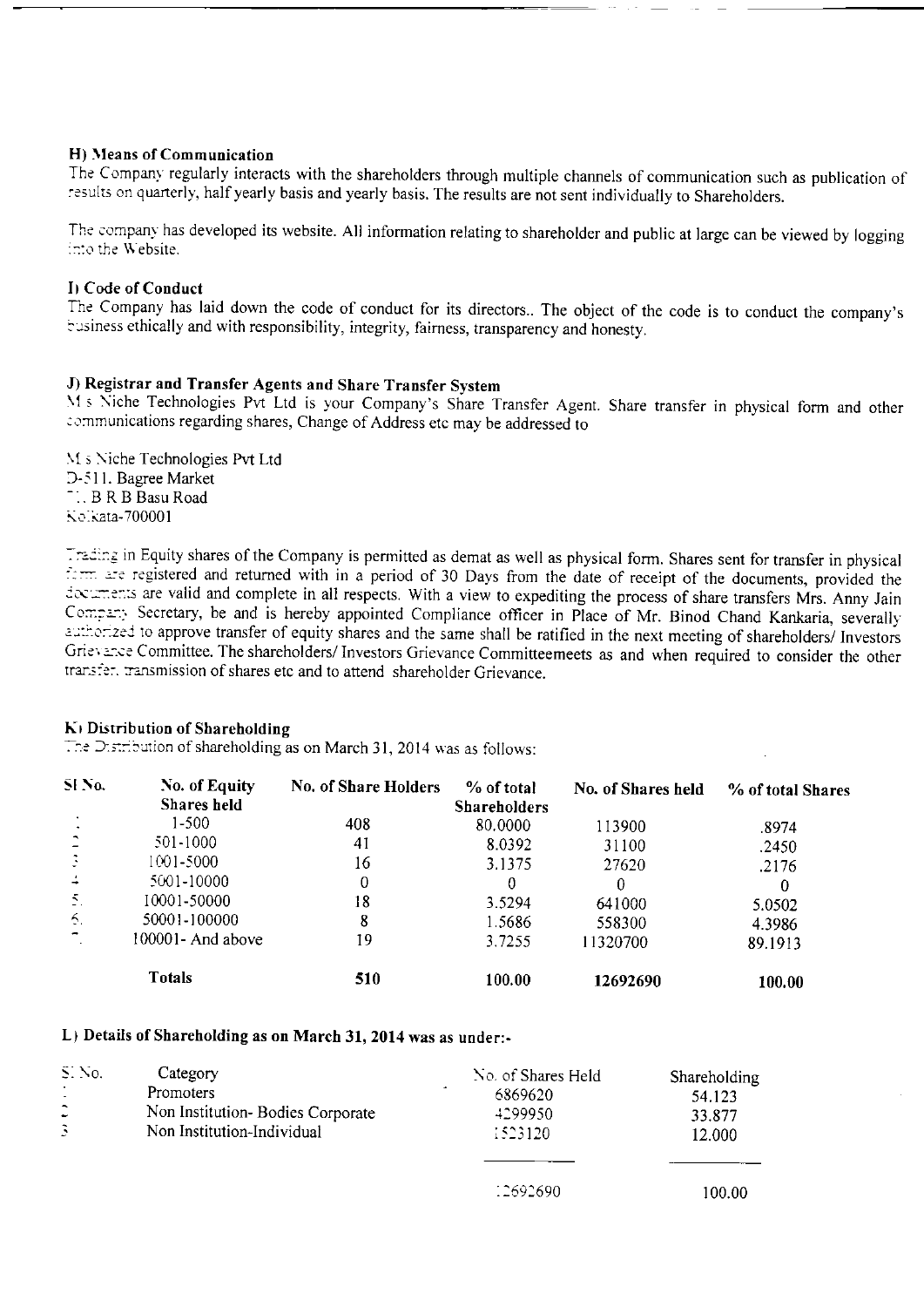### H) Means of Communication

The Company regularly interacts with the shareholders through multiple channels of communication such as publication of results on quarterly, half yearly basis and yearly basis. The results are not sent individually to Shareholders.

The company has developed its website. All information relating to shareholder and public at large can be viewed by logging into the Website.

### I) Code of Conduct

The Company has laid down the code of conduct for its directors.. The object of the code is to conduct the company's business ethically and with responsibility, integrity, fairness, transparency and honesty.

### J) Registrar and Transfer Agents and Share Transfer System

M/s Niche Technologies Pvt Ltd is your Company's Share Transfer Agent. Share transfer in physical form and other communications regarding shares, Change of Address etc may be addressed to

M/s Niche Technologies Pvt Ltd
D-511, Bagree Market
71, B R B Basu Road
Kolkata-700001

Trading in Equity shares of the Company is permitted as demat as well as physical form. Shares sent for transfer in physical form are registered and returned with in a period of 30 Days from the date of receipt of the documents, provided the documents are valid and complete in all respects. With a view to expediting the process of share transfers Mrs. Anny Jain Company Secretary, be and is hereby appointed Compliance officer in Place of Mr. Binod Chand Kankaria, severally authorized to approve transfer of equity shares and the same shall be ratified in the next meeting of shareholders/ Investors Grievance Committee. The shareholders/ Investors Grievance Committeemeets as and when required to consider the other transfer, transmission of shares etc and to attend shareholder Grievance.

### K) Distribution of Shareholding

The Distribution of shareholding as on March 31, 2014 was as follows:

| Sl No. | No. of Equity Shares held | No. of Share Holders | % of total Shareholders | No. of Shares held | % of total Shares |
|---|---|---|---|---|---|
| 1. | 1-500 | 408 | 80.0000 | 113900 | .8974 |
| 2. | 501-1000 | 41 | 8.0392 | 31100 | .2450 |
| 3. | 1001-5000 | 16 | 3.1375 | 27620 | .2176 |
| 4. | 5001-10000 | 0 | 0 | 0 | 0 |
| 5. | 10001-50000 | 18 | 3.5294 | 641000 | 5.0502 |
| 6. | 50001-100000 | 8 | 1.5686 | 558300 | 4.3986 |
| 7. | 100001- And above | 19 | 3.7255 | 11320700 | 89.1913 |
| | **Totals** | **510** | **100.00** | **12692690** | **100.00** |

### L) Details of Shareholding as on March 31, 2014 was as under:-

| Sl No. | Category | No. of Shares Held | Shareholding |
|---|---|---|---|
| 1 | Promoters | 6869620 | 54.123 |
| 2 | Non Institution- Bodies Corporate | 4299950 | 33.877 |
| 3 | Non Institution-Individual | 1523120 | 12.000 |
| | | 12692690 | 100.00 |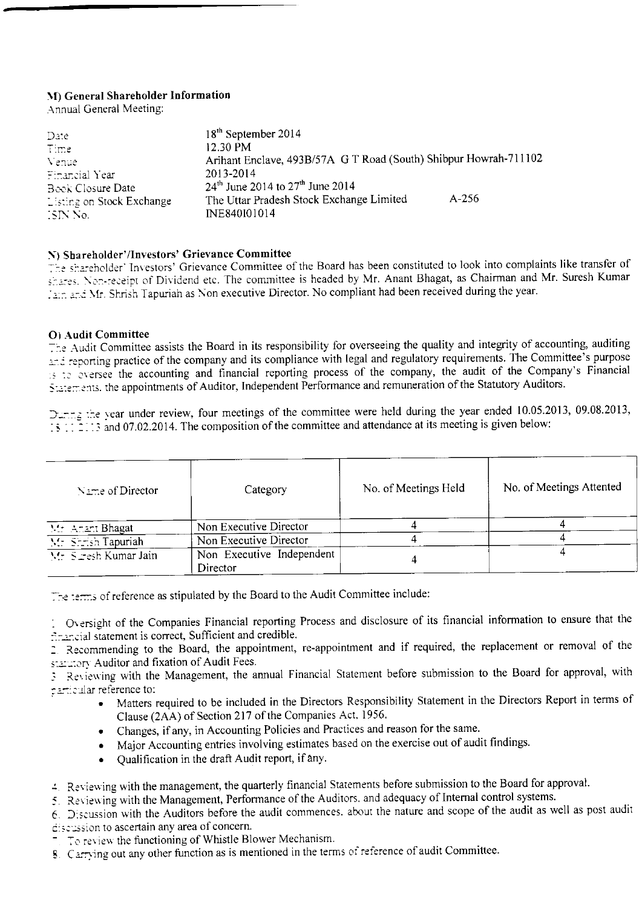## M) General Shareholder Information

Annual General Meeting:

| | |
|---|---|
| Date | 18th September 2014 |
| Time | 12.30 PM |
| Venue | Arihant Enclave, 493B/57A G T Road (South) Shibpur Howrah-711102 |
| Financial Year | 2013-2014 |
| Book Closure Date | 24th June 2014 to 27th June 2014 |
| Listing on Stock Exchange | The Uttar Pradesh Stock Exchange Limited A-256 |
| ISIN No. | INE840I01014 |

## N) Shareholder'/Investors' Grievance Committee

The shareholder' Investors' Grievance Committee of the Board has been constituted to look into complaints like transfer of shares. Non-receipt of Dividend etc. The committee is headed by Mr. Anant Bhagat, as Chairman and Mr. Suresh Kumar Jain and Mr. Shrish Tapuriah as Non executive Director. No compliant had been received during the year.

## O) Audit Committee

The Audit Committee assists the Board in its responsibility for overseeing the quality and integrity of accounting, auditing and reporting practice of the company and its compliance with legal and regulatory requirements. The Committee's purpose is to oversee the accounting and financial reporting process of the company, the audit of the Company's Financial Statements. the appointments of Auditor, Independent Performance and remuneration of the Statutory Auditors.

During the year under review, four meetings of the committee were held during the year ended 10.05.2013, 09.08.2013, 13.11.2013 and 07.02.2014. The composition of the committee and attendance at its meeting is given below:

| Name of Director | Category | No. of Meetings Held | No. of Meetings Attented |
|---|---|---|---|
| Mr. Anant Bhagat | Non Executive Director | 4 | 4 |
| Mr. Shrish Tapuriah | Non Executive Director | 4 | 4 |
| Mr. Suresh Kumar Jain | Non Executive Independent Director | 4 | 4 |

The terms of reference as stipulated by the Board to the Audit Committee include:

1. Oversight of the Companies Financial reporting Process and disclosure of its financial information to ensure that the financial statement is correct, Sufficient and credible.
2. Recommending to the Board, the appointment, re-appointment and if required, the replacement or removal of the statutory Auditor and fixation of Audit Fees.
3. Reviewing with the Management, the annual Financial Statement before submission to the Board for approval, with particular reference to:
   - Matters required to be included in the Directors Responsibility Statement in the Directors Report in terms of Clause (2AA) of Section 217 of the Companies Act, 1956.
   - Changes, if any, in Accounting Policies and Practices and reason for the same.
   - Major Accounting entries involving estimates based on the exercise out of audit findings.
   - Qualification in the draft Audit report, if any.
4. Reviewing with the management, the quarterly financial Statements before submission to the Board for approval.
5. Reviewing with the Management, Performance of the Auditors. and adequacy of Internal control systems.
6. Discussion with the Auditors before the audit commences. about the nature and scope of the audit as well as post audit discussion to ascertain any area of concern.
7. To review the functioning of Whistle Blower Mechanism.
8. Carrying out any other function as is mentioned in the terms of reference of audit Committee.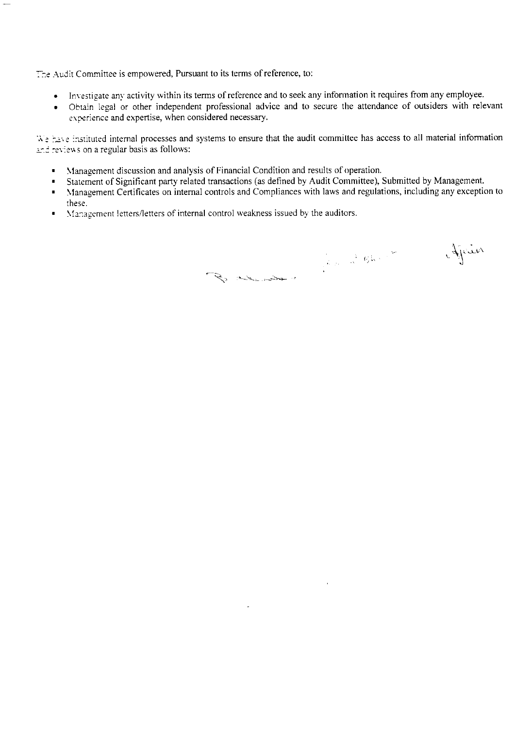The Audit Committee is empowered, Pursuant to its terms of reference, to:

- Investigate any activity within its terms of reference and to seek any information it requires from any employee.
- Obtain legal or other independent professional advice and to secure the attendance of outsiders with relevant experience and expertise, when considered necessary.

We have instituted internal processes and systems to ensure that the audit committee has access to all material information and reviews on a regular basis as follows:

- Management discussion and analysis of Financial Condition and results of operation.
- Statement of Significant party related transactions (as defined by Audit Committee), Submitted by Management.
- Management Certificates on internal controls and Compliances with laws and regulations, including any exception to these.
- Management letters/letters of internal control weakness issued by the auditors.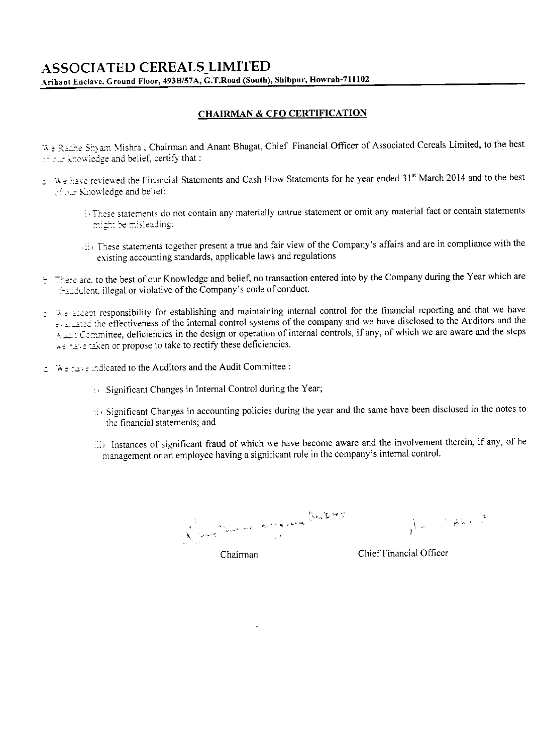# ASSOCIATED CEREALS LIMITED

**Arihant Enclave, Ground Floor, 493B/57A, G.T.Road (South), Shibpur, Howrah-711102**

## CHAIRMAN & CFO CERTIFICATION

We Radhe Shyam Mishra , Chairman and Anant Bhagat, Chief Financial Officer of Associated Cereals Limited, to the best of our knowledge and belief, certify that :

a. We have reviewed the Financial Statements and Cash Flow Statements for he year ended 31[st] March 2014 and to the best of our Knowledge and belief:

   i) These statements do not contain any materially untrue statement or omit any material fact or contain statements might be misleading;

   ii) These statements together present a true and fair view of the Company's affairs and are in compliance with the existing accounting standards, applicable laws and regulations

b. There are, to the best of our Knowledge and belief, no transaction entered into by the Company during the Year which are fraudulent, illegal or violative of the Company's code of conduct.

c. We accept responsibility for establishing and maintaining internal control for the financial reporting and that we have evaluated the effectiveness of the internal control systems of the company and we have disclosed to the Auditors and the Audit Commitee, deficiencies in the design or operation of internal controls, if any, of which we are aware and the steps we have taken or propose to take to rectify these deficiencies.

d. We have indicated to the Auditors and the Audit Committee :

   i) Significant Changes in Internal Control during the Year;

   ii) Significant Changes in accounting policies during the year and the same have been disclosed in the notes to the financial statements; and

   iii) Instances of significant fraud of which we have become aware and the involvement therein, if any, of he management or an employee having a significant role in the company's internal control.

Chairman

Chief Financial Officer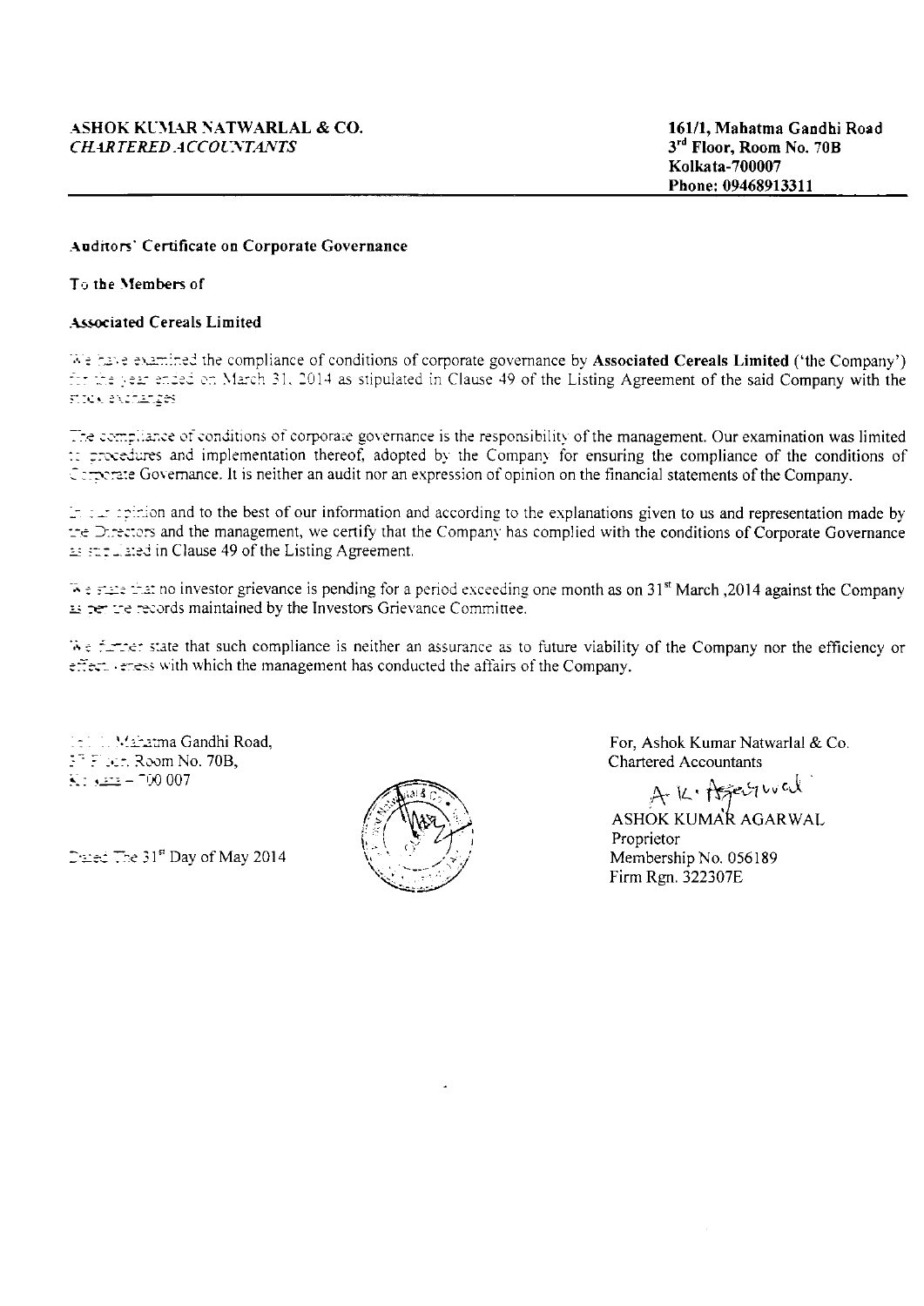**ASHOK KUMAR NATWARLAL & CO.**
***CHARTERED ACCOUNTANTS***

**161/1, Mahatma Gandhi Road**
**3rd Floor, Room No. 70B**
**Kolkata-700007**
**Phone: 09468913311**

---

**Auditors' Certificate on Corporate Governance**

**To the Members of**

**Associated Cereals Limited**

We have examined the compliance of conditions of corporate governance by **Associated Cereals Limited** ('the Company') for the year ended on March 31, 2014 as stipulated in Clause 49 of the Listing Agreement of the said Company with the stock exchanges.

The compliance of conditions of corporate governance is the responsibility of the management. Our examination was limited to procedures and implementation thereof, adopted by the Company for ensuring the compliance of the conditions of Corporate Governance. It is neither an audit nor an expression of opinion on the financial statements of the Company.

In our opinion and to the best of our information and according to the explanations given to us and representation made by the Directors and the management, we certify that the Company has complied with the conditions of Corporate Governance as stipulated in Clause 49 of the Listing Agreement.

We state that no investor grievance is pending for a period exceeding one month as on 31st March ,2014 against the Company as per the records maintained by the Investors Grievance Committee.

We further state that such compliance is neither an assurance as to future viability of the Company nor the efficiency or effectiveness with which the management has conducted the affairs of the Company.

161/1, Mahatma Gandhi Road,
3rd Floor, Room No. 70B,
Kolkata – 700 007

Dated The 31st Day of May 2014

For, Ashok Kumar Natwarlal & Co.
Chartered Accountants

A K Agarwal

ASHOK KUMAR AGARWAL
Proprietor
Membership No. 056189
Firm Rgn. 322307E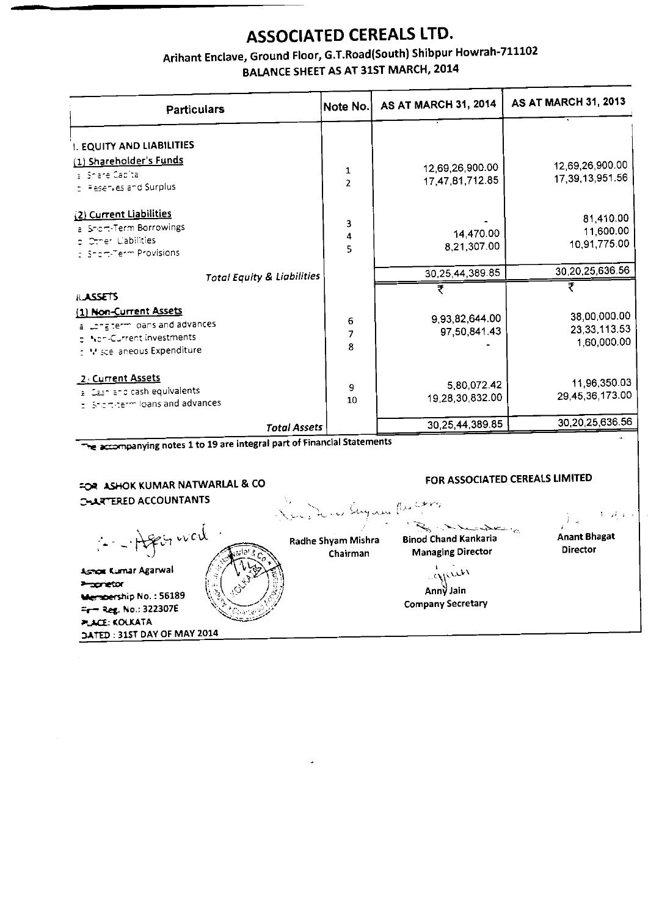# ASSOCIATED CEREALS LTD.

## Arihant Enclave, Ground Floor, G.T.Road(South) Shibpur Howrah-711102

### BALANCE SHEET AS AT 31ST MARCH, 2014

| Particulars | Note No. | AS AT MARCH 31, 2014 | AS AT MARCH 31, 2013 |
|---|---|---|---|
| **I. EQUITY AND LIABILITIES** | | | |
| **(1) Shareholder's Funds** | | | |
| a Share Capital | 1 | 12,69,26,900.00 | 12,69,26,900.00 |
| b Reserves and Surplus | 2 | 17,47,81,712.85 | 17,39,13,951.56 |
| **(2) Current Liabilities** | | | |
| a Short-Term Borrowings | 3 | - | 81,410.00 |
| b Other Liabilities | 4 | 14,470.00 | 11,600.00 |
| c Short-Term Provisions | 5 | 8,21,307.00 | 10,91,775.00 |
| *Total Equity & Liabilities* | | 30,25,44,389.85 | 30,20,25,636.56 |
| | | ₹ | ₹ |
| **II. ASSETS** | | | |
| **(1) Non-Current Assets** | | | |
| a Long-term loans and advances | 6 | 9,93,82,644.00 | 38,00,000.00 |
| b Non-Current Investments | 7 | 97,50,841.43 | 23,33,113.53 |
| c Miscellaneous Expenditure | 8 | - | 1,60,000.00 |
| **(2) Current Assets** | | | |
| a Cash and cash equivalents | 9 | 5,80,072.42 | 11,96,350.03 |
| b Short-term loans and advances | 10 | 19,28,30,832.00 | 29,45,36,173.00 |
| *Total Assets* | | 30,25,44,389.85 | 30,20,25,636.56 |

The accompanying notes 1 to 19 are integral part of Financial Statements

**FOR ASHOK KUMAR NATWARLAL & CO**
**CHARTERED ACCOUNTANTS**

**Ashok Kumar Agarwal**
Proprietor
Membership No. : 56189
Firm Reg. No.: 322307E
PLACE: KOLKATA
DATED : 31ST DAY OF MAY 2014

**FOR ASSOCIATED CEREALS LIMITED**

Radhe Shyam Mishra
Chairman

Binod Chand Kankaria
Managing Director

Anant Bhagat
Director

Anny Jain
Company Secretary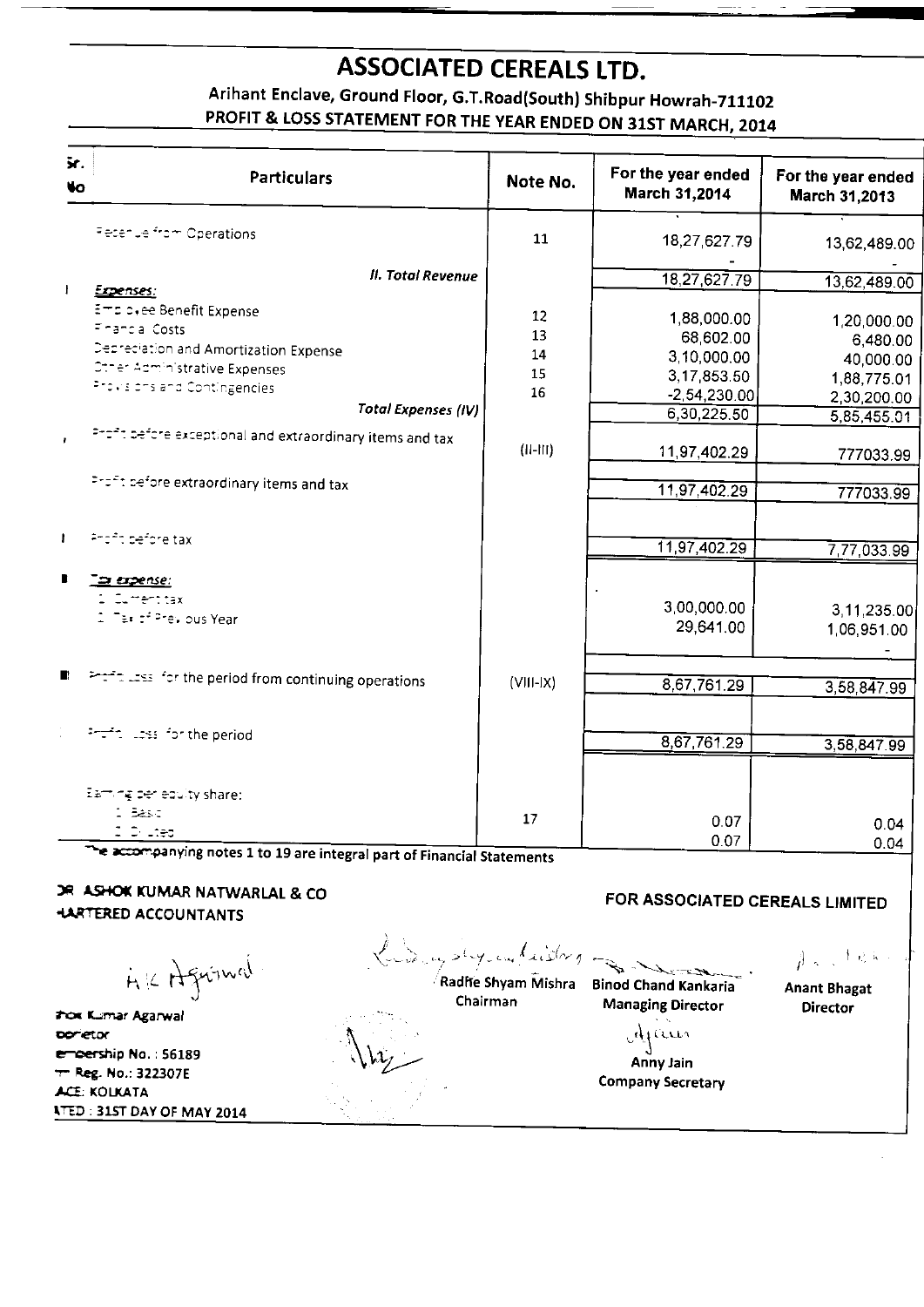# ASSOCIATED CEREALS LTD.

## Arihant Enclave, Ground Floor, G.T.Road(South) Shibpur Howrah-711102

### PROFIT & LOSS STATEMENT FOR THE YEAR ENDED ON 31ST MARCH, 2014

| Sr. No | Particulars | Note No. | For the year ended March 31,2014 | For the year ended March 31,2013 |
|---|---|---|---|---|
| | Revenue from Operations | 11 | 18,27,627.79 | 13,62,489.00 |
| | *II. Total Revenue* | | 18,27,627.79 | 13,62,489.00 |
| I | *Expenses:* | | | |
| | Employee Benefit Expense | 12 | 1,88,000.00 | 1,20,000.00 |
| | Financial Costs | 13 | 68,602.00 | 6,480.00 |
| | Depreciation and Amortization Expense | 14 | 3,10,000.00 | 40,000.00 |
| | Other Administrative Expenses | 15 | 3,17,853.50 | 1,88,775.01 |
| | Provisions and Contingencies | 16 | -2,54,230.00 | 2,30,200.00 |
| | *Total Expenses (IV)* | | 6,30,225.50 | 5,85,455.01 |
| | Profit before exceptional and extraordinary items and tax | (II-III) | 11,97,402.29 | 777033.99 |
| | Profit before extraordinary items and tax | | 11,97,402.29 | 777033.99 |
| I | Profit before tax | | 11,97,402.29 | 7,77,033.99 |
| | *Tax expense:* | | | |
| | 1 Current tax | | 3,00,000.00 | 3,11,235.00 |
| | 2 Tax of Previous Year | | 29,641.00 | 1,06,951.00 |
| | Profit/Loss for the period from continuing operations | (VIII-IX) | 8,67,761.29 | 3,58,847.99 |
| | Profit/Loss for the period | | 8,67,761.29 | 3,58,847.99 |
| | Earning per equity share: | | | |
| | 1 Basic | 17 | 0.07 | 0.04 |
| | 2 Diluted | | 0.07 | 0.04 |

The accompanying notes 1 to 19 are integral part of Financial Statements

**FOR ASHOK KUMAR NATWARLAL & CO**
**CHARTERED ACCOUNTANTS**

**FOR ASSOCIATED CEREALS LIMITED**

Ashok Kumar Agarwal
Proprietor
Membership No. : 56189
Firm Reg. No.: 322307E
PLACE: KOLKATA
DATED : 31ST DAY OF MAY 2014

Radhe Shyam Mishra
Chairman

Binod Chand Kankaria
Managing Director

Anant Bhagat
Director

Anny Jain
Company Secretary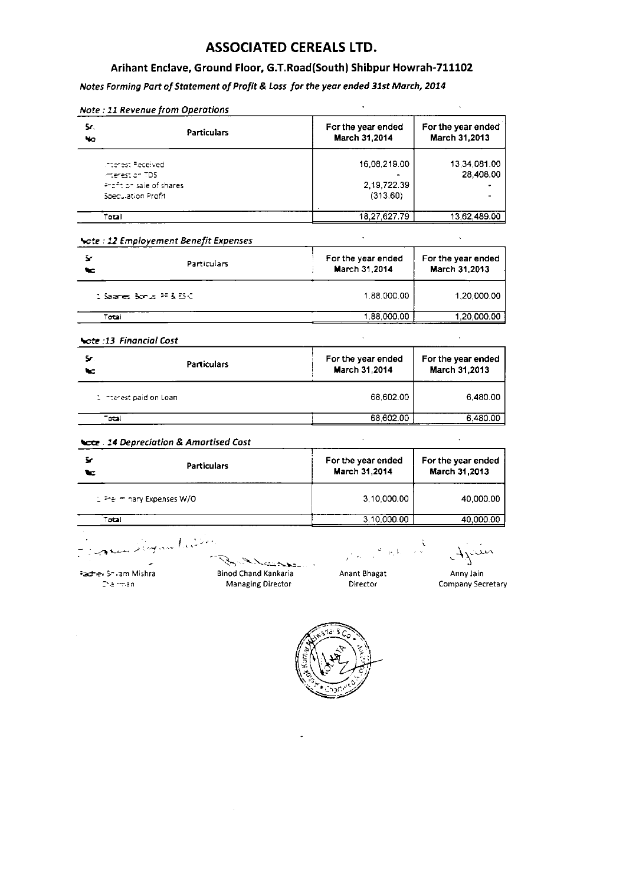# ASSOCIATED CEREALS LTD.

## Arihant Enclave, Ground Floor, G.T.Road(South) Shibpur Howrah-711102

*Notes Forming Part of Statement of Profit & Loss for the year ended 31st March, 2014*

*Note : 11 Revenue from Operations*

| Sr. No | Particulars | For the year ended March 31,2014 | For the year ended March 31,2013 |
|---|---|---|---|
| | Interest Received | 16,08,219.00 | 13,34,081.00 |
| | Interest on TDS | - | 28,408.00 |
| | Profit on sale of shares | 2,19,722.39 | - |
| | Speculation Profit | (313.60) | - |
| | Total | 18,27,627.79 | 13,62,489.00 |

*Note : 12 Employement Benefit Expenses*

| Sr No | Particulars | For the year ended March 31,2014 | For the year ended March 31,2013 |
|---|---|---|---|
| 1 | Salaries Bonus PF & ESIC | 1,88,000.00 | 1,20,000.00 |
| | Total | 1,88,000.00 | 1,20,000.00 |

*Note :13 Financial Cost*

| Sr No | Particulars | For the year ended March 31,2014 | For the year ended March 31,2013 |
|---|---|---|---|
| 1 | Interest paid on Loan | 68,602.00 | 6,480.00 |
| | Total | 68,602.00 | 6,480.00 |

*Note : 14 Depreciation & Amortised Cost*

| Sr No | Particulars | For the year ended March 31,2014 | For the year ended March 31,2013 |
|---|---|---|---|
| 1 | Preliminary Expenses W/O | 3,10,000.00 | 40,000.00 |
| | Total | 3,10,000.00 | 40,000.00 |

| Radhey Shyam Mishra | Binod Chand Kankaria | Anant Bhagat | Anny Jain |
|---|---|---|---|
| Chairman | Managing Director | Director | Company Secretary |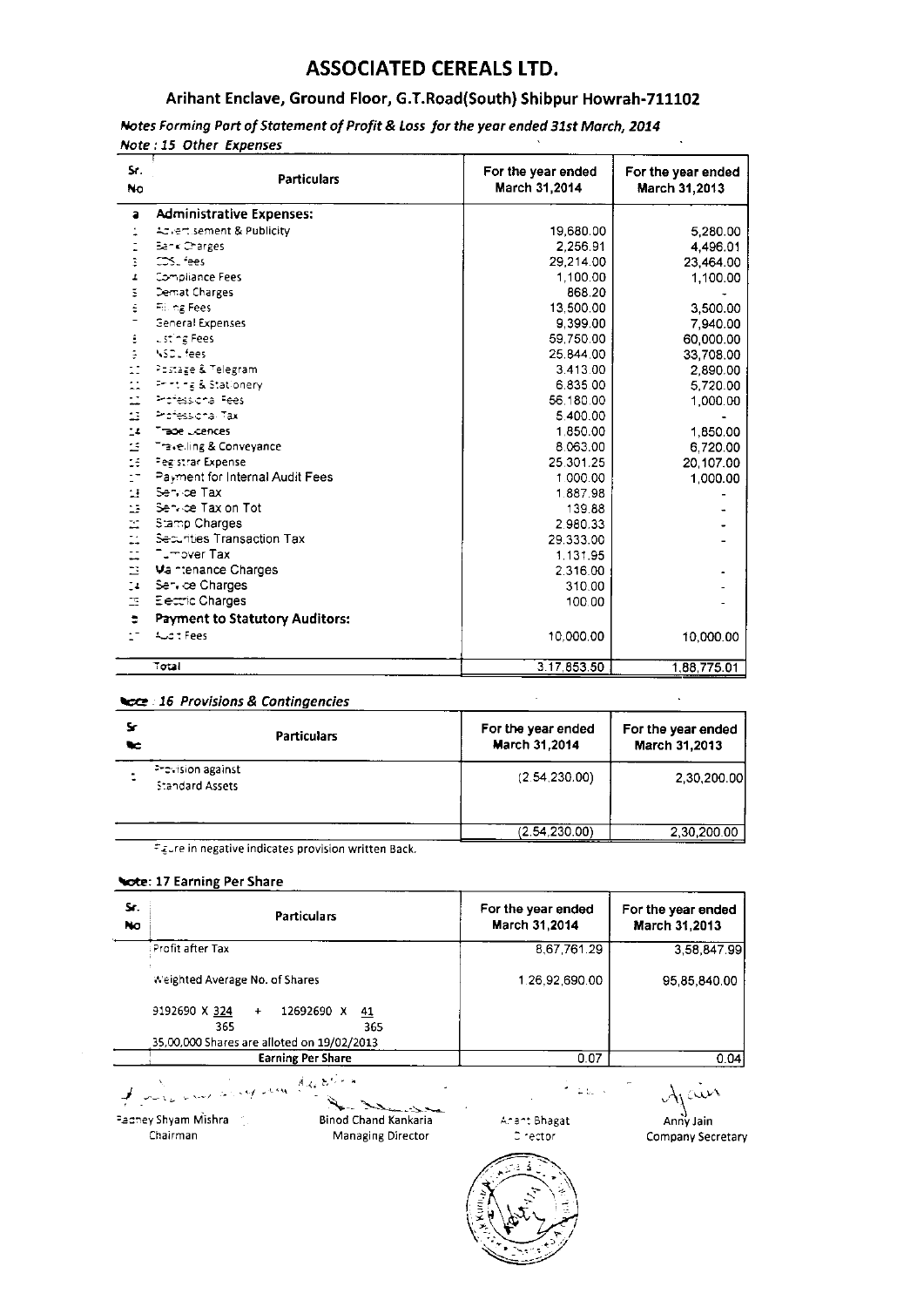# ASSOCIATED CEREALS LTD.

## Arihant Enclave, Ground Floor, G.T.Road(South) Shibpur Howrah-711102

*Notes Forming Part of Statement of Profit & Loss for the year ended 31st March, 2014*

*Note : 15 Other Expenses*

| Sr. No | Particulars | For the year ended March 31,2014 | For the year ended March 31,2013 |
|---|---|---|---|
| a | **Administrative Expenses:** | | |
| 1 | Advertisement & Publicity | 19,680.00 | 5,280.00 |
| 2 | Bank Charges | 2,256.91 | 4,496.01 |
| 3 | CDSL fees | 29,214.00 | 23,464.00 |
| 4 | Compliance Fees | 1,100.00 | 1,100.00 |
| 5 | Demat Charges | 868.20 | - |
| 6 | Filing Fees | 13,500.00 | 3,500.00 |
| 7 | General Expenses | 9,399.00 | 7,940.00 |
| 8 | Listing Fees | 59,750.00 | 60,000.00 |
| 9 | NSDL fees | 25,844.00 | 33,708.00 |
| 10 | Postage & Telegram | 3,413.00 | 2,890.00 |
| 11 | Printing & Stationery | 6,835.00 | 5,720.00 |
| 12 | Professional Fees | 56,180.00 | 1,000.00 |
| 13 | Professional Tax | 5,400.00 | - |
| 14 | Trade Licences | 1,850.00 | 1,850.00 |
| 15 | Travelling & Conveyance | 8,063.00 | 6,720.00 |
| 16 | Registrar Expense | 25,301.25 | 20,107.00 |
| 17 | Payment for Internal Audit Fees | 1,000.00 | 1,000.00 |
| 18 | Service Tax | 1,887.98 | - |
| 19 | Service Tax on Tot | 139.88 | - |
| 20 | Stamp Charges | 2,980.33 | - |
| 21 | Securities Transaction Tax | 29,333.00 | - |
| 22 | Turnover Tax | 1,131.95 | - |
| 23 | Maintenance Charges | 2,316.00 | - |
| 24 | Service Charges | 310.00 | - |
| 25 | Electric Charges | 100.00 | - |
| b | **Payment to Statutory Auditors:** | | |
| 27 | Audit Fees | 10,000.00 | 10,000.00 |
| | Total | 3,17,853.50 | 1,88,775.01 |

*Note : 16 Provisions & Contingencies*

| Sr No | Particulars | For the year ended March 31,2014 | For the year ended March 31,2013 |
|---|---|---|---|
| 1 | Provision against Standard Assets | (2,54,230.00) | 2,30,200.00 |
| | | (2,54,230.00) | 2,30,200.00 |

Figure in negative indicates provision written Back.

**Note: 17 Earning Per Share**

| Sr. No | Particulars | For the year ended March 31,2014 | For the year ended March 31,2013 |
|---|---|---|---|
| | Profit after Tax | 8,67,761.29 | 3,58,847.99 |
| | Weighted Average No. of Shares | 1,26,92,690.00 | 95,85,840.00 |
| | $\frac{9192690 \times 324}{365} + \frac{12692690 \times 41}{365}$ <br> 35,00,000 Shares are alloted on 19/02/2013 | | |
| | **Earning Per Share** | 0.07 | 0.04 |

| Radhey Shyam Mishra | Binod Chand Kankaria | Anant Bhagat | Anny Jain |
|---|---|---|---|
| Chairman | Managing Director | Director | Company Secretary |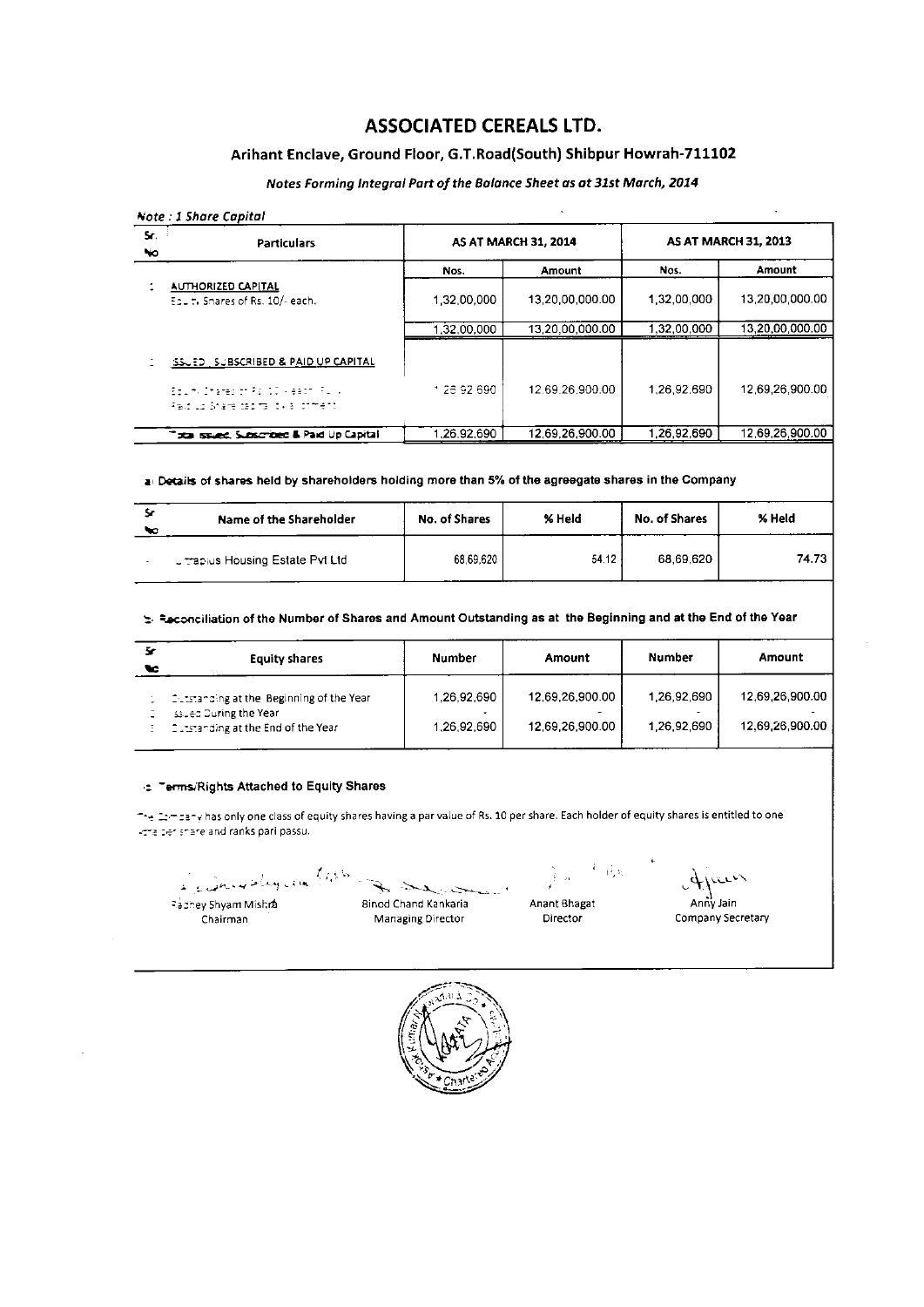# ASSOCIATED CEREALS LTD.

## Arihant Enclave, Ground Floor, G.T.Road(South) Shibpur Howrah-711102

*Notes Forming Integral Part of the Balance Sheet as at 31st March, 2014*

*Note : 1 Share Capital*

| Sr. No | Particulars | AS AT MARCH 31, 2014 | | AS AT MARCH 31, 2013 | |
|---|---|---|---|---|---|
| | | Nos. | Amount | Nos. | Amount |
| 1 | AUTHORIZED CAPITAL<br>Equity Shares of Rs. 10/- each. | 1,32,00,000 | 13,20,00,000.00 | 1,32,00,000 | 13,20,00,000.00 |
| | | 1,32,00,000 | 13,20,00,000.00 | 1,32,00,000 | 13,20,00,000.00 |
| 2 | ISSUED, SUBSCRIBED & PAID UP CAPITAL<br>Equity Shares of Rs. 10/- each, Fully Paid up Share capital by allotment | 1,26,92,690 | 12,69,26,900.00 | 1,26,92,690 | 12,69,26,900.00 |
| | Total Issued, Subscribed & Paid Up Capital | 1,26,92,690 | 12,69,26,900.00 | 1,26,92,690 | 12,69,26,900.00 |

**a) Details of shares held by shareholders holding more than 5% of the agreegate shares in the Company**

| Sr No | Name of the Shareholder | No. of Shares | % Held | No. of Shares | % Held |
|---|---|---|---|---|---|
| 1 | Ultrapolus Housing Estate Pvt Ltd | 68,69,620 | 54.12 | 68,69,620 | 74.73 |

**b) Reconciliation of the Number of Shares and Amount Outstanding as at the Beginning and at the End of the Year**

| Sr No | Equity shares | Number | Amount | Number | Amount |
|---|---|---|---|---|---|
| 1 | Outstanding at the Beginning of the Year | 1,26,92,690 | 12,69,26,900.00 | 1,26,92,690 | 12,69,26,900.00 |
| 2 | Issued During the Year | - | - | - | - |
| 3 | Outstanding at the End of the Year | 1,26,92,690 | 12,69,26,900.00 | 1,26,92,690 | 12,69,26,900.00 |

**c) Terms/Rights Attached to Equity Shares**

The Company has only one class of equity shares having a par value of Rs. 10 per share. Each holder of equity shares is entitled to one vote per share and ranks pari passu.

| Radhey Shyam Mishra | Binod Chand Kankaria | Anant Bhagat | Anny Jain |
|---|---|---|---|
| Chairman | Managing Director | Director | Company Secretary |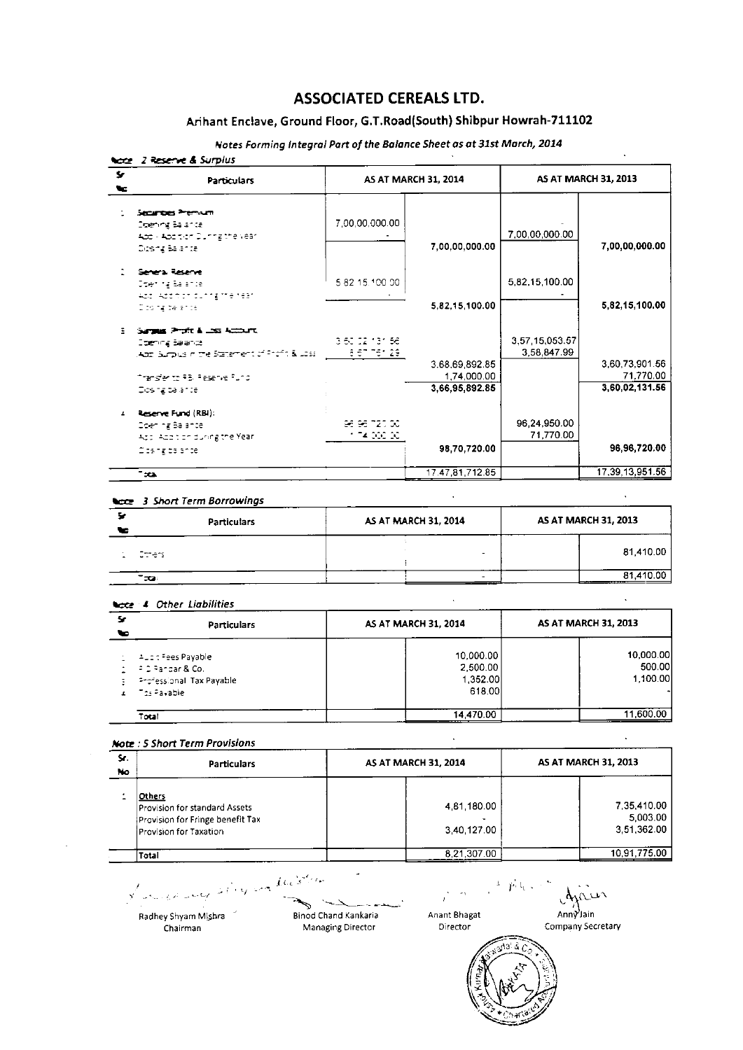# ASSOCIATED CEREALS LTD.

## Arihant Enclave, Ground Floor, G.T.Road(South) Shibpur Howrah-711102

*Notes Forming Integral Part of the Balance Sheet as at 31st March, 2014*

**Note 2 Reserve & Surplus**

| Sr No | Particulars | AS AT MARCH 31, 2014 | | AS AT MARCH 31, 2013 | |
|---|---|---|---|---|---|
| 1 | Securities Premium | | | | |
| | Opening Balance | 7,00,00,000.00 | | - | |
| | Add : Addition During the year | - | | 7,00,00,000.00 | |
| | Closing Balance | | 7,00,00,000.00 | | 7,00,00,000.00 |
| 2 | General Reserve | | | | |
| | Opening Balance | 5,82,15,100.00 | | 5,82,15,100.00 | |
| | Add : Addition during the year | - | | - | |
| | Closing Balance | | 5,82,15,100.00 | | 5,82,15,100.00 |
| 3 | Surplus Profit & Loss Account | | | | |
| | Opening Balance | 3,60,02,131.56 | | 3,57,15,053.57 | |
| | Add: Surplus in the Statement of Profit & Loss | 8,67,761.29 | | 3,58,847.99 | |
| | | | 3,68,69,892.85 | | 3,60,73,901.56 |
| | Transfer to RBI Reserve Fund | | 1,74,000.00 | | 71,770.00 |
| | Closing balance | | 3,66,95,892.85 | | 3,60,02,131.56 |
| 4 | Reserve Fund (RBI): | | | | |
| | Opening Balance | 96,96,720.00 | | 96,24,950.00 | |
| | Add: Addition during the Year | 1,74,000.00 | | 71,770.00 | |
| | Closing balance | | 98,70,720.00 | | 96,96,720.00 |
| | Total | | 17,47,81,712.85 | | 17,39,13,951.56 |

**Note 3 Short Term Borrowings**

| Sr No | Particulars | AS AT MARCH 31, 2014 | | AS AT MARCH 31, 2013 | |
|---|---|---|---|---|---|
| 1 | Others | | - | | 81,410.00 |
| | Total | | - | | 81,410.00 |

**Note 4 Other Liabilities**

| Sr No | Particulars | AS AT MARCH 31, 2014 | | AS AT MARCH 31, 2013 | |
|---|---|---|---|---|---|
| 1 | Audit Fees Payable | | 10,000.00 | | 10,000.00 |
| 2 | P D Pandar & Co. | | 2,500.00 | | 500.00 |
| 3 | Professional Tax Payable | | 1,352.00 | | 1,100.00 |
| 4 | Tds Payable | | 618.00 | | - |
| | Total | | 14,470.00 | | 11,600.00 |

**Note : 5 Short Term Provisions**

| Sr. No | Particulars | AS AT MARCH 31, 2014 | | AS AT MARCH 31, 2013 | |
|---|---|---|---|---|---|
| 1 | Others | | | | |
| | Provision for standard Assets | | 4,81,180.00 | | 7,35,410.00 |
| | Provision for Fringe benefit Tax | | - | | 5,003.00 |
| | Provision for Taxation | | 3,40,127.00 | | 3,51,362.00 |
| | Total | | 8,21,307.00 | | 10,91,775.00 |

| Radhey Shyam Mishra | Binod Chand Kankaria | Anant Bhagat | Anny Jain |
|---|---|---|---|
| Chairman | Managing Director | Director | Company Secretary |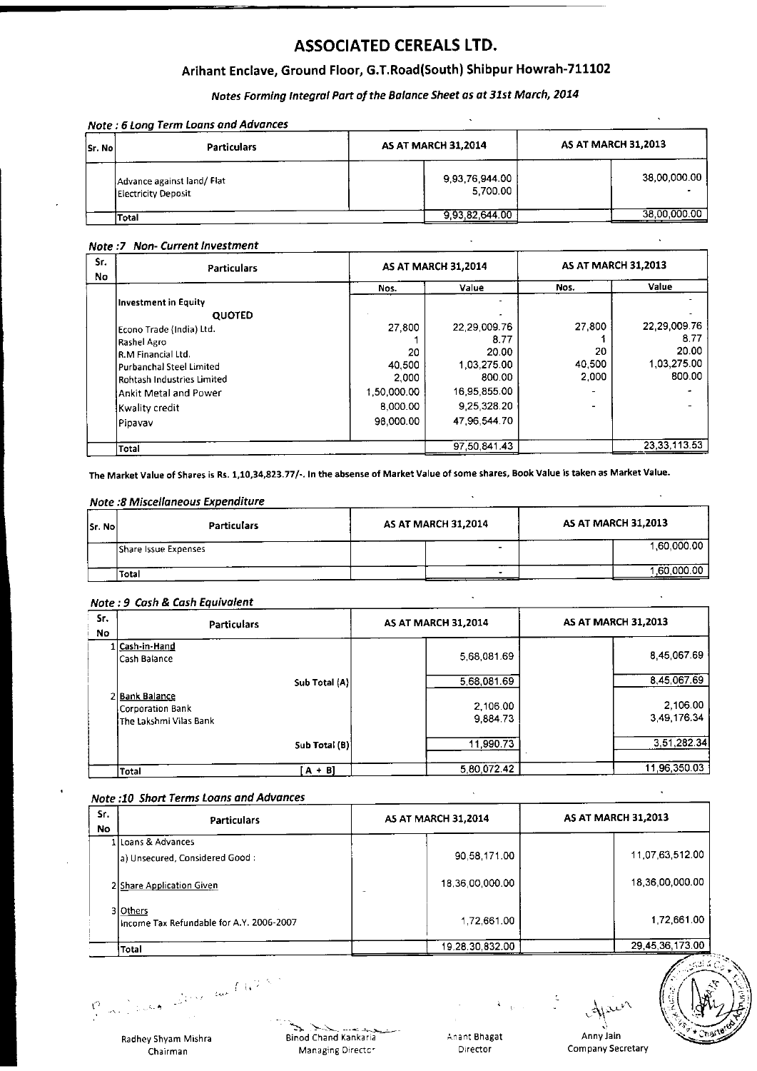# ASSOCIATED CEREALS LTD.

## Arihant Enclave, Ground Floor, G.T.Road(South) Shibpur Howrah-711102

*Notes Forming Integral Part of the Balance Sheet as at 31st March, 2014*

### *Note : 6 Long Term Loans and Advances*

| Sr. No | Particulars | AS AT MARCH 31,2014 | | AS AT MARCH 31,2013 | |
|---|---|---|---|---|---|
| | Advance against land/ Flat | | 9,93,76,944.00 | | 38,00,000.00 |
| | Electricity Deposit | | 5,700.00 | | - |
| | Total | | 9,93,82,644.00 | | 38,00,000.00 |

### *Note :7 Non- Current Investment*

| Sr. No | Particulars | AS AT MARCH 31,2014 | | AS AT MARCH 31,2013 | |
|---|---|---|---|---|---|
| | | Nos. | Value | Nos. | Value |
| | **Investment in Equity** | | - | | - |
| | **QUOTED** | | - | | - |
| | Econo Trade (India) Ltd. | 27,800 | 22,29,009.76 | 27,800 | 22,29,009.76 |
| | Rashel Agro | 1 | 8.77 | 1 | 8.77 |
| | R.M Financial Ltd. | 20 | 20.00 | 20 | 20.00 |
| | Purbanchal Steel Limited | 40,500 | 1,03,275.00 | 40,500 | 1,03,275.00 |
| | Rohtash Industries Limited | 2,000 | 800.00 | 2,000 | 800.00 |
| | Ankit Metal and Power | 1,50,000.00 | 16,95,855.00 | - | - |
| | Kwality credit | 8,000.00 | 9,25,328.20 | - | - |
| | Pipavav | 98,000.00 | 47,96,544.70 | | |
| | Total | | 97,50,841.43 | | 23,33,113.53 |

**The Market Value of Shares is Rs. 1,10,34,823.77/-. In the absense of Market Value of some shares, Book Value is taken as Market Value.**

### *Note :8 Miscellaneous Expenditure*

| Sr. No | Particulars | AS AT MARCH 31,2014 | | AS AT MARCH 31,2013 | |
|---|---|---|---|---|---|
| | Share Issue Expenses | | - | | 1,60,000.00 |
| | Total | | - | | 1,60,000.00 |

### *Note : 9 Cash & Cash Equivalent*

| Sr. No | Particulars | AS AT MARCH 31,2014 | | AS AT MARCH 31,2013 | |
|---|---|---|---|---|---|
| 1 | Cash-in-Hand | | | | |
| | Cash Balance | | 5,68,081.69 | | 8,45,067.69 |
| | Sub Total (A) | | 5,68,081.69 | | 8,45,067.69 |
| 2 | Bank Balance | | | | |
| | Corporation Bank | | 2,106.00 | | 2,106.00 |
| | The Lakshmi Vilas Bank | | 9,884.73 | | 3,49,176.34 |
| | Sub Total (B) | | 11,990.73 | | 3,51,282.34 |
| | Total [A + B] | | 5,80,072.42 | | 11,96,350.03 |

### *Note :10 Short Terms Loans and Advances*

| Sr. No | Particulars | AS AT MARCH 31,2014 | | AS AT MARCH 31,2013 | |
|---|---|---|---|---|---|
| 1 | Loans & Advances | | | | |
| | a) Unsecured, Considered Good : | | 90,58,171.00 | | 11,07,63,512.00 |
| 2 | Share Application Given | - | 18,36,00,000.00 | | 18,36,00,000.00 |
| 3 | Others | | | | |
| | Income Tax Refundable for A.Y. 2006-2007 | | 1,72,661.00 | | 1,72,661.00 |
| | Total | | 19,28,30,832.00 | | 29,45,36,173.00 |

| Radhey Shyam Mishra | Binod Chand Kankaria | Anant Bhagat | Anny Jain |
|---|---|---|---|
| Chairman | Managing Director | Director | Company Secretary |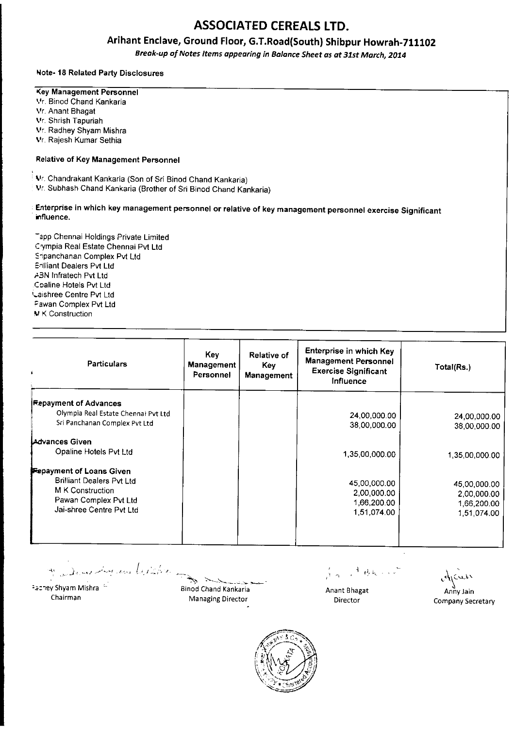# ASSOCIATED CEREALS LTD.

## Arihant Enclave, Ground Floor, G.T.Road(South) Shibpur Howrah-711102

*Break-up of Notes Items appearing in Balance Sheet as at 31st March, 2014*

**Note- 18 Related Party Disclosures**

**Key Management Personnel**

Mr. Binod Chand Kankaria
Mr. Anant Bhagat
Mr. Shrish Tapuriah
Mr. Radhey Shyam Mishra
Mr. Rajesh Kumar Sethia

**Relative of Key Management Personnel**

Mr. Chandrakant Kankaria (Son of Sri Binod Chand Kankaria)
Mr. Subhash Chand Kankaria (Brother of Sri Binod Chand Kankaria)

**Enterprise in which key management personnel or relative of key management personnel exercise Significant influence.**

Tapp Chennai Holdings Private Limited
Olympia Real Estate Chennai Pvt Ltd
Sripanchanan Complex Pvt Ltd
Brilliant Dealers Pvt Ltd
ABN Infratech Pvt Ltd
Opaline Hotels Pvt Ltd
Jaishree Centre Pvt Ltd
Pawan Complex Pvt Ltd
M K Construction

| Particulars | Key Management Personnel | Relative of Key Management | Enterprise in which Key Management Personnel Exercise Significant Influence | Total(Rs.) |
|---|---|---|---|---|
| **Repayment of Advances** | | | | |
| Olympia Real Estate Chennai Pvt Ltd | | | 24,00,000.00 | 24,00,000.00 |
| Sri Panchanan Complex Pvt Ltd | | | 38,00,000.00 | 38,00,000.00 |
| **Advances Given** | | | | |
| Opaline Hotels Pvt Ltd | | | 1,35,00,000.00 | 1,35,00,000.00 |
| **Repayment of Loans Given** | | | | |
| Brilliant Dealers Pvt Ltd | | | 45,00,000.00 | 45,00,000.00 |
| M K Construction | | | 2,00,000.00 | 2,00,000.00 |
| Pawan Complex Pvt Ltd | | | 1,66,200.00 | 1,66,200.00 |
| Jai-shree Centre Pvt Ltd | | | 1,51,074.00 | 1,51,074.00 |

Radhey Shyam Mishra
Chairman

Binod Chand Kankaria
Managing Director

Anant Bhagat
Director

Anny Jain
Company Secretary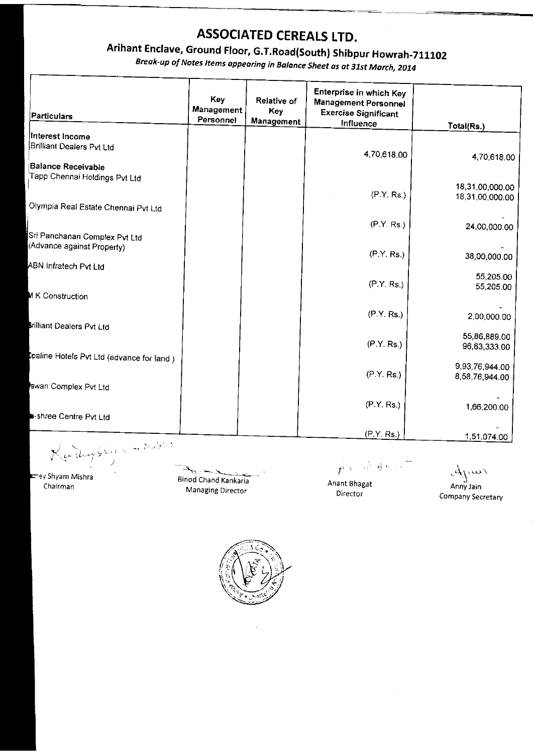# ASSOCIATED CEREALS LTD.

## Arihant Enclave, Ground Floor, G.T.Road(South) Shibpur Howrah-711102

*Break-up of Notes Items appearing in Balance Sheet as at 31st March, 2014*

| Particulars | Key Management Personnel | Relative of Key Management | Enterprise in which Key Management Personnel Exercise Significant Influence | Total(Rs.) |
|---|---|---|---|---|
| **Interest Income** | | | | |
| Brilliant Dealers Pvt Ltd | | | 4,70,618.00 | 4,70,618.00 |
| **Balance Receivable** | | | | |
| Tapp Chennai Holdings Pvt Ltd | | | | 18,31,00,000.00 |
| | | | (P.Y. Rs.) | 18,31,00,000.00 |
| Olympia Real Estate Chennai Pvt Ltd | | | | - |
| | | | (P.Y. Rs.) | 24,00,000.00 |
| Sri Panchanan Complex Pvt Ltd (Advance against Property) | | | | - |
| | | | (P.Y. Rs.) | 38,00,000.00 |
| ABN Infratech Pvt Ltd | | | | 55,205.00 |
| | | | (P.Y. Rs.) | 55,205.00 |
| M K Construction | | | | - |
| | | | (P.Y. Rs.) | 2,00,000.00 |
| Brilliant Dealers Pvt Ltd | | | | 55,86,889.00 |
| | | | (P.Y. Rs.) | 96,63,333.00 |
| Ecaline Hotels Pvt Ltd (advance for land ) | | | | 9,93,76,944.00 |
| | | | (P.Y. Rs.) | 8,58,76,944.00 |
| Pawan Complex Pvt Ltd | | | | - |
| | | | (P.Y. Rs.) | 1,66,200.00 |
| -shree Centre Pvt Ltd | | | | - |
| | | | (P.Y. Rs.) | 1,51,074.00 |

ey Shyam Mishra
Chairman

Binod Chand Kankaria
Managing Director

Anant Bhagat
Director

Anny Jain
Company Secretary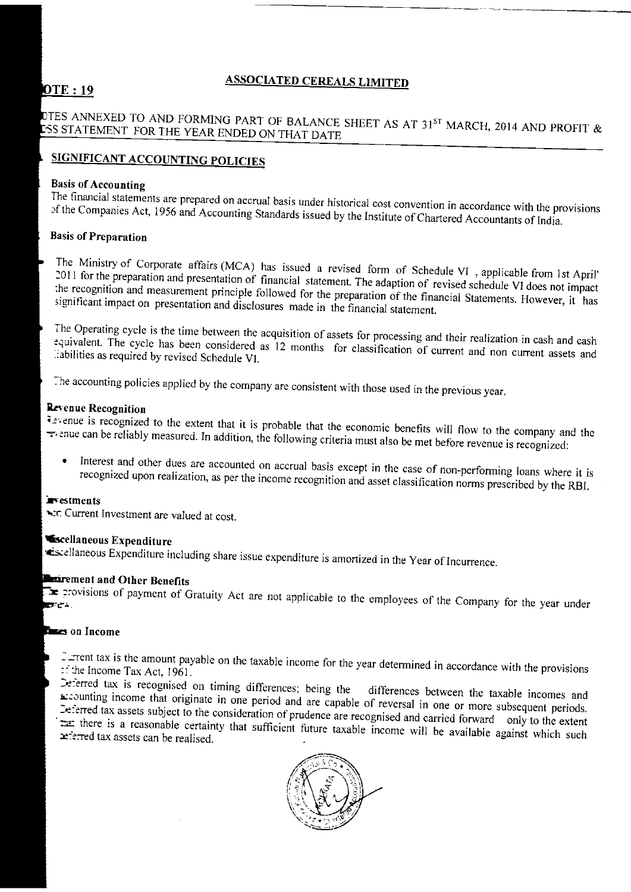# ASSOCIATED CEREALS LIMITED

**NOTE : 19**

NOTES ANNEXED TO AND FORMING PART OF BALANCE SHEET AS AT 31[ST] MARCH, 2014 AND PROFIT & LOSS STATEMENT FOR THE YEAR ENDED ON THAT DATE

## SIGNIFICANT ACCOUNTING POLICIES

**Basis of Accounting**

The financial statements are prepared on accrual basis under historical cost convention in accordance with the provisions of the Companies Act, 1956 and Accounting Standards issued by the Institute of Chartered Accountants of India.

**Basis of Preparation**

- The Ministry of Corporate affairs (MCA) has issued a revised form of Schedule VI , applicable from 1st April' 2011 for the preparation and presentation of financial statement. The adaption of revised schedule VI does not impact the recognition and measurement principle followed for the preparation of the financial Statements. However, it has significant impact on presentation and disclosures made in the financial statement.

- The Operating cycle is the time between the acquisition of assets for processing and their realization in cash and cash equivalent. The cycle has been considered as 12 months for classification of current and non current assets and liabilities as required by revised Schedule VI.

- The accounting policies applied by the company are consistent with those used in the previous year.

**Revenue Recognition**

Revenue is recognized to the extent that it is probable that the economic benefits will flow to the company and the revenue can be reliably measured. In addition, the following criteria must also be met before revenue is recognized:

- Interest and other dues are accounted on accrual basis except in the case of non-performing loans where it is recognized upon realization, as per the income recognition and asset classification norms prescribed by the RBI.

**Investments**

Non Current Investment are valued at cost.

**Miscellaneous Expenditure**

Miscellaneous Expenditure including share issue expenditure is amortized in the Year of Incurrence.

**Retirement and Other Benefits**

The provisions of payment of Gratuity Act are not applicable to the employees of the Company for the year under review.

**Taxes on Income**

- Current tax is the amount payable on the taxable income for the year determined in accordance with the provisions of the Income Tax Act, 1961.
- Deferred tax is recognised on timing differences; being the differences between the taxable incomes and accounting income that originate in one period and are capable of reversal in one or more subsequent periods. Deferred tax assets subject to the consideration of prudence are recognised and carried forward only to the extent that there is a reasonable certainty that sufficient future taxable income will be available against which such deferred tax assets can be realised.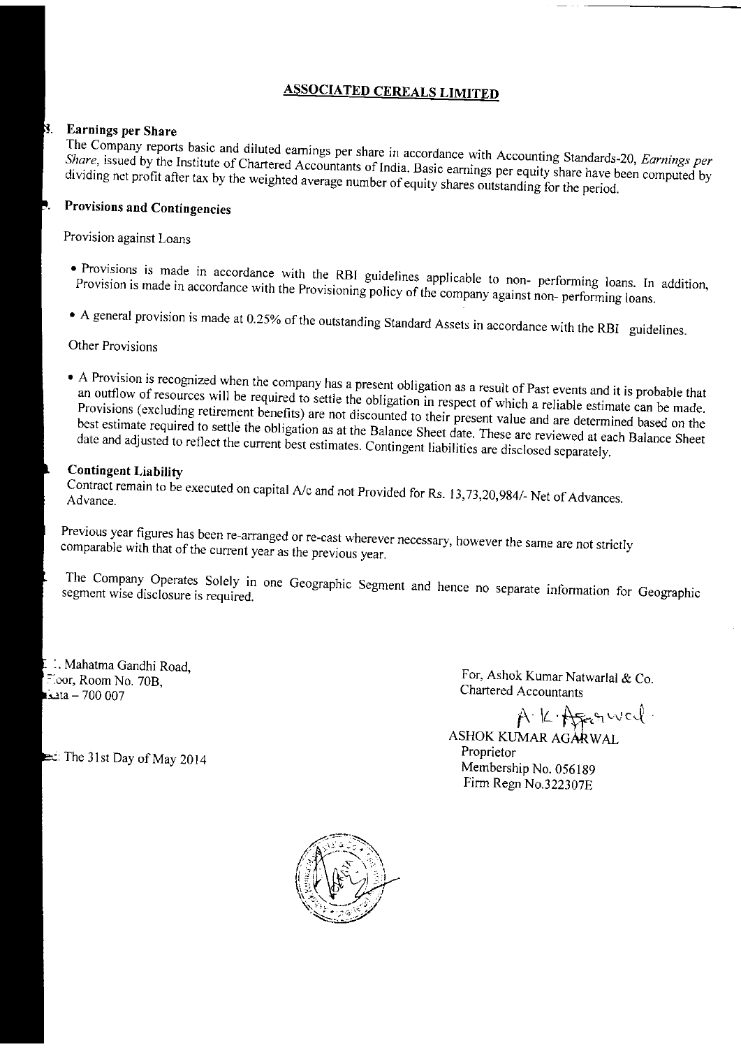## ASSOCIATED CEREALS LIMITED

**8. Earnings per Share**

The Company reports basic and diluted earnings per share in accordance with Accounting Standards-20, *Earnings per Share*, issued by the Institute of Chartered Accountants of India. Basic earnings per equity share have been computed by dividing net profit after tax by the weighted average number of equity shares outstanding for the period.

**9. Provisions and Contingencies**

Provision against Loans

- Provisions is made in accordance with the RBI guidelines applicable to non- performing loans. In addition, Provision is made in accordance with the Provisioning policy of the company against non- performing loans.
- A general provision is made at 0.25% of the outstanding Standard Assets in accordance with the RBI guidelines.

Other Provisions

- A Provision is recognized when the company has a present obligation as a result of Past events and it is probable that an outflow of resources will be required to settle the obligation in respect of which a reliable estimate can be made. Provisions (excluding retirement benefits) are not discounted to their present value and are determined based on the best estimate required to settle the obligation as at the Balance Sheet date. These are reviewed at each Balance Sheet date and adjusted to reflect the current best estimates. Contingent liabilities are disclosed separately.

**Contingent Liability**

Contract remain to be executed on capital A/c and not Provided for Rs. 13,73,20,984/- Net of Advances. Advance.

Previous year figures has been re-arranged or re-cast wherever necessary, however the same are not strictly comparable with that of the current year as the previous year.

The Company Operates Solely in one Geographic Segment and hence no separate information for Geographic segment wise disclosure is required.

. Mahatma Gandhi Road,
Floor, Room No. 70B,
ata – 700 007

The 31st Day of May 2014

For, Ashok Kumar Natwarlal & Co.
Chartered Accountants

A. K. Agarwal

ASHOK KUMAR AGARWAL
Proprietor
Membership No. 056189
Firm Regn No.322307E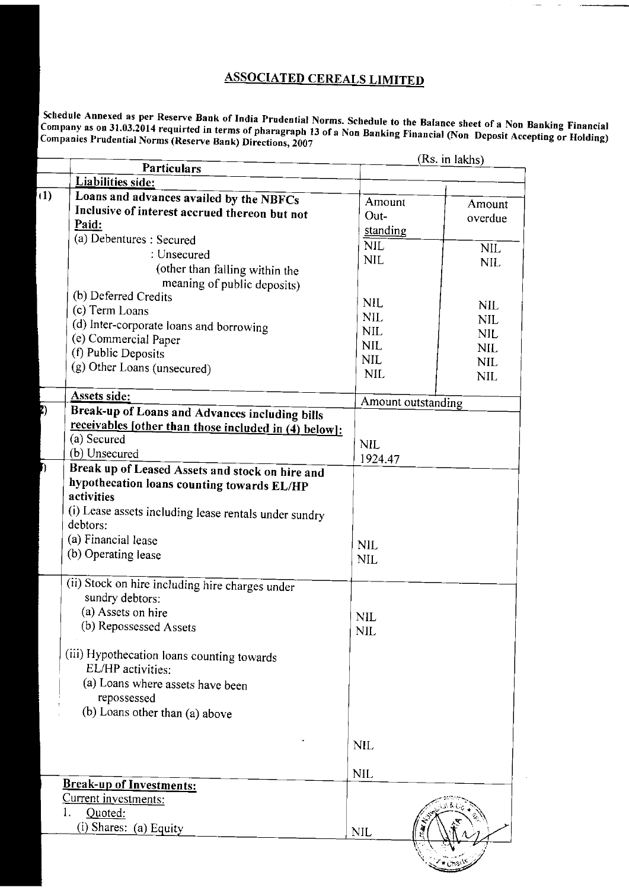# ASSOCIATED CEREALS LIMITED

Schedule Annexed as per Reserve Bank of India Prudential Norms. Schedule to the Balance sheet of a Non Banking Financial Company as on 31.03.2014 requirted in terms of pharagraph 13 of a Non Banking Financial (Non Deposit Accepting or Holding) Companies Prudential Norms (Reserve Bank) Directions, 2007

(Rs. in lakhs)

| | Particulars | | |
|---|---|---|---|
| | **Liabilities side:** | | |
| (1) | **Loans and advances availed by the NBFCs Inclusive of interest accrued thereon but not Paid:** | Amount Out-standing | Amount overdue |
| | (a) Debentures : Secured | NIL | NIL |
| | : Unsecured (other than falling within the meaning of public deposits) | NIL | NIL |
| | (b) Deferred Credits | NIL | NIL |
| | (c) Term Loans | NIL | NIL |
| | (d) Inter-corporate loans and borrowing | NIL | NIL |
| | (e) Commercial Paper | NIL | NIL |
| | (f) Public Deposits | NIL | NIL |
| | (g) Other Loans (unsecured) | NIL | NIL |
| | **Assets side:** | Amount outstanding | |
| (2) | **Break-up of Loans and Advances including bills receivables [other than those included in (4) below]:** | | |
| | (a) Secured | NIL | |
| | (b) Unsecured | 1924.47 | |
| (3) | **Break up of Leased Assets and stock on hire and hypothecation loans counting towards EL/HP activities** | | |
| | (i) Lease assets including lease rentals under sundry debtors: | | |
| | (a) Financial lease | NIL | |
| | (b) Operating lease | NIL | |
| | (ii) Stock on hire including hire charges under sundry debtors: | | |
| | (a) Assets on hire | NIL | |
| | (b) Repossessed Assets | NIL | |
| | (iii) Hypothecation loans counting towards EL/HP activities: | | |
| | (a) Loans where assets have been repossessed | NIL | |
| | (b) Loans other than (a) above | NIL | |
| | **Break-up of Investments:** | | |
| | Current investments: | | |
| | 1. Quoted: | | |
| | (i) Shares: (a) Equity | NIL | |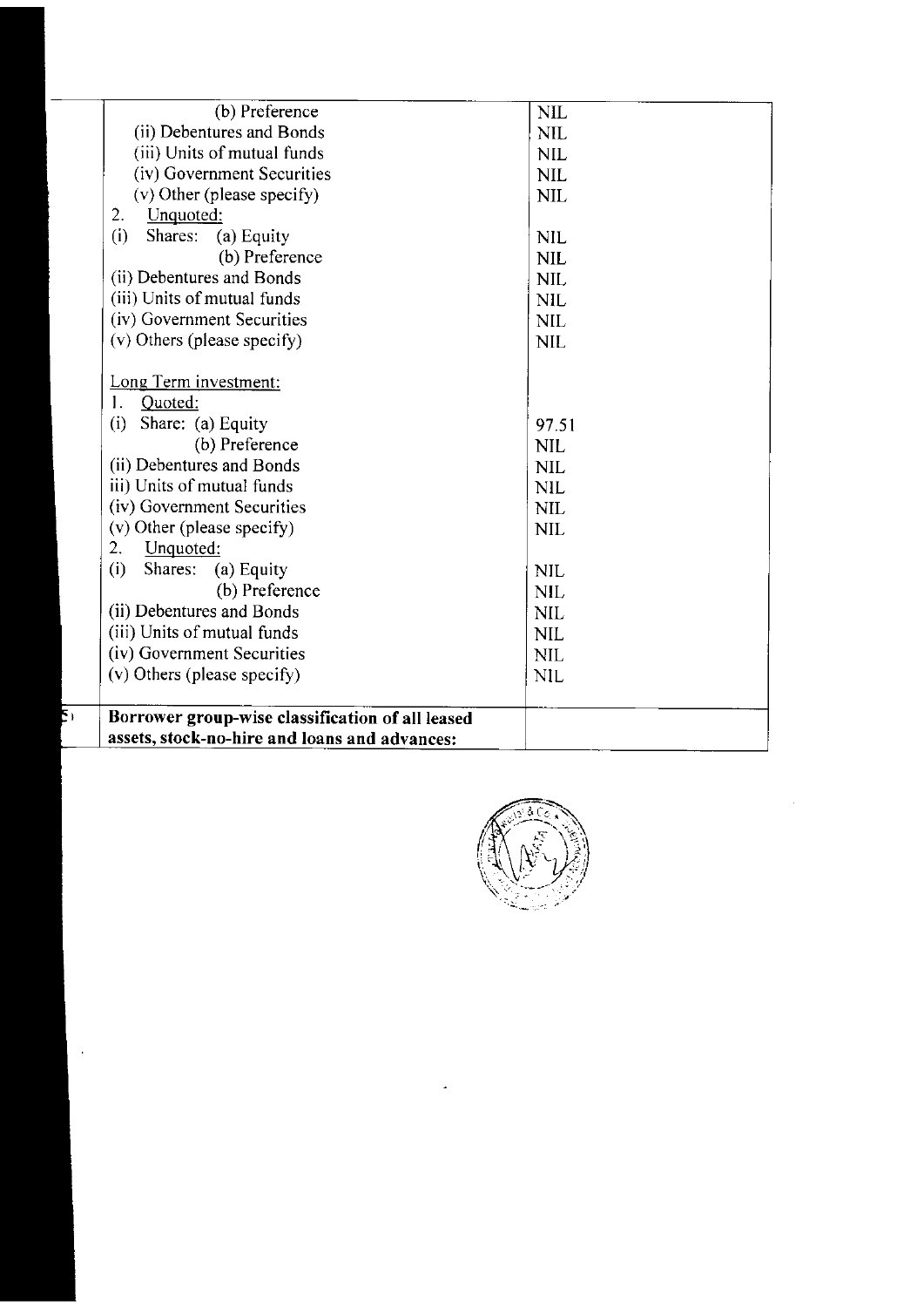| | | |
|---|---|---|
| | (b) Preference | NIL |
| | (ii) Debentures and Bonds | NIL |
| | (iii) Units of mutual funds | NIL |
| | (iv) Government Securities | NIL |
| | (v) Other (please specify) | NIL |
| | 2. Unquoted: | |
| | (i) Shares: (a) Equity | NIL |
| | (b) Preference | NIL |
| | (ii) Debentures and Bonds | NIL |
| | (iii) Units of mutual funds | NIL |
| | (iv) Government Securities | NIL |
| | (v) Others (please specify) | NIL |
| | Long Term investment: | |
| | 1. Quoted: | |
| | (i) Share: (a) Equity | 97.51 |
| | (b) Preference | NIL |
| | (ii) Debentures and Bonds | NIL |
| | iii) Units of mutual funds | NIL |
| | (iv) Government Securities | NIL |
| | (v) Other (please specify) | NIL |
| | 2. Unquoted: | |
| | (i) Shares: (a) Equity | NIL |
| | (b) Preference | NIL |
| | (ii) Debentures and Bonds | NIL |
| | (iii) Units of mutual funds | NIL |
| | (iv) Government Securities | NIL |
| | (v) Others (please specify) | NIL |
| 5) | **Borrower group-wise classification of all leased assets, stock-no-hire and loans and advances:** | |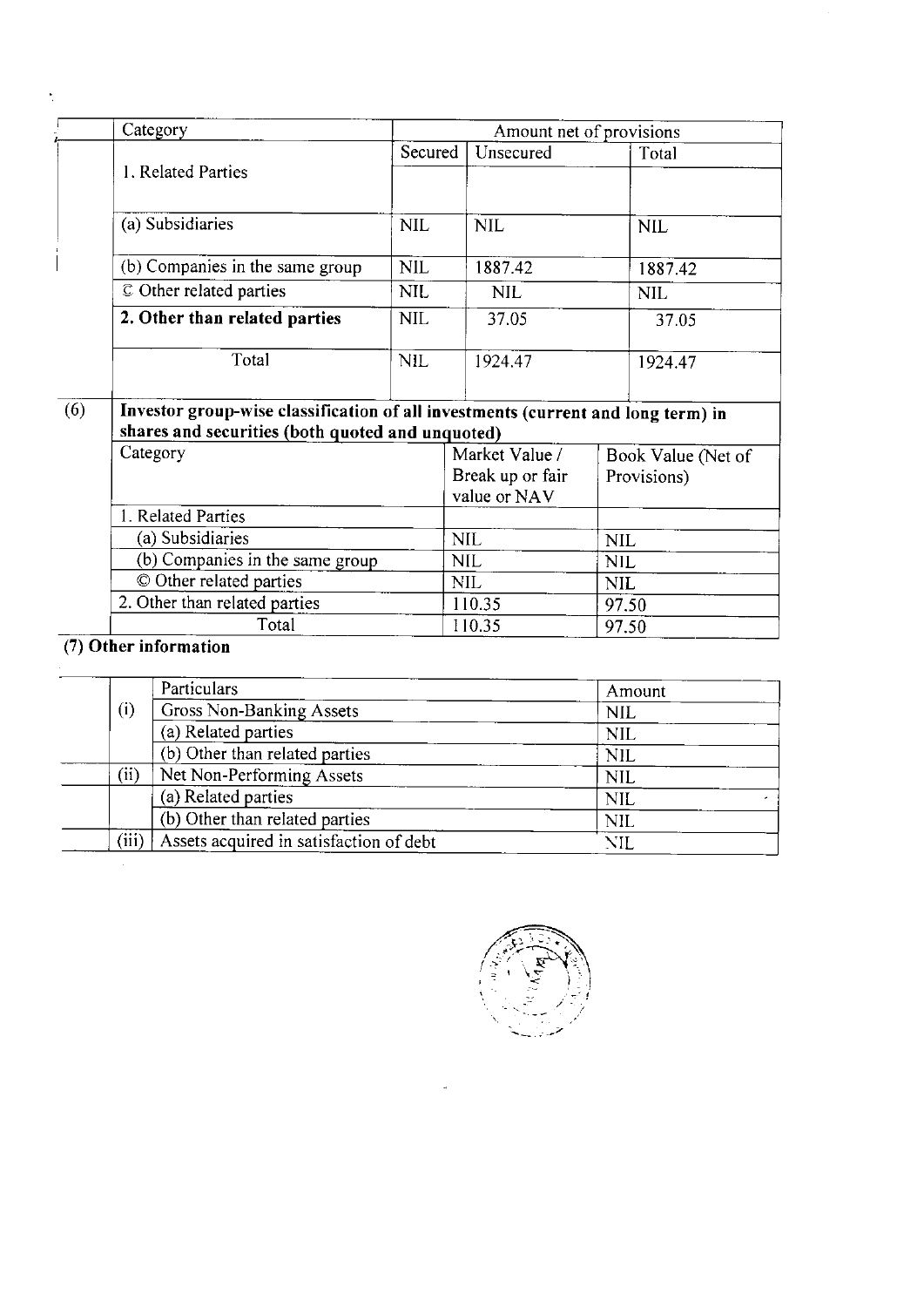| Category | Amount net of provisions | | |
|---|---|---|---|
| | Secured | Unsecured | Total |
| 1. Related Parties | | | |
| (a) Subsidiaries | NIL | NIL | NIL |
| (b) Companies in the same group | NIL | 1887.42 | 1887.42 |
| © Other related parties | NIL | NIL | NIL |
| **2. Other than related parties** | NIL | 37.05 | 37.05 |
| Total | NIL | 1924.47 | 1924.47 |

**(6) Investor group-wise classification of all investments (current and long term) in shares and securities (both quoted and unquoted)**

| Category | Market Value / Break up or fair value or NAV | Book Value (Net of Provisions) |
|---|---|---|
| 1. Related Parties | | |
| (a) Subsidiaries | NIL | NIL |
| (b) Companies in the same group | NIL | NIL |
| © Other related parties | NIL | NIL |
| 2. Other than related parties | 110.35 | 97.50 |
| Total | 110.35 | 97.50 |

**(7) Other information**

| | Particulars | Amount |
|---|---|---|
| (i) | Gross Non-Banking Assets | NIL |
| | (a) Related parties | NIL |
| | (b) Other than related parties | NIL |
| (ii) | Net Non-Performing Assets | NIL |
| | (a) Related parties | NIL |
| | (b) Other than related parties | NIL |
| (iii) | Assets acquired in satisfaction of debt | NIL |